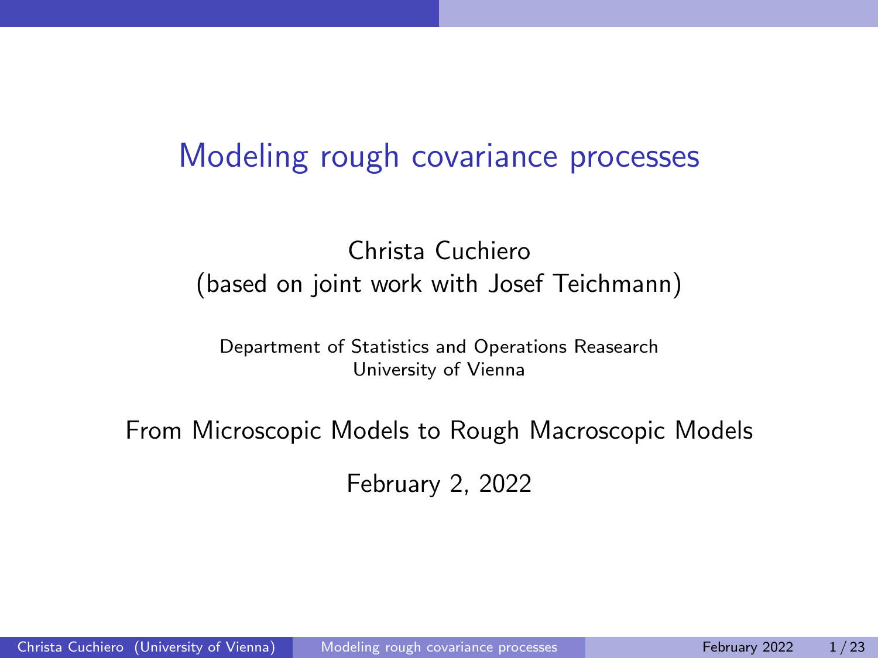# Modeling rough covariance processes

Christa Cuchiero
(based on joint work with Josef Teichmann)

Department of Statistics and Operations Reasearch
University of Vienna

From Microscopic Models to Rough Macroscopic Models

February 2, 2022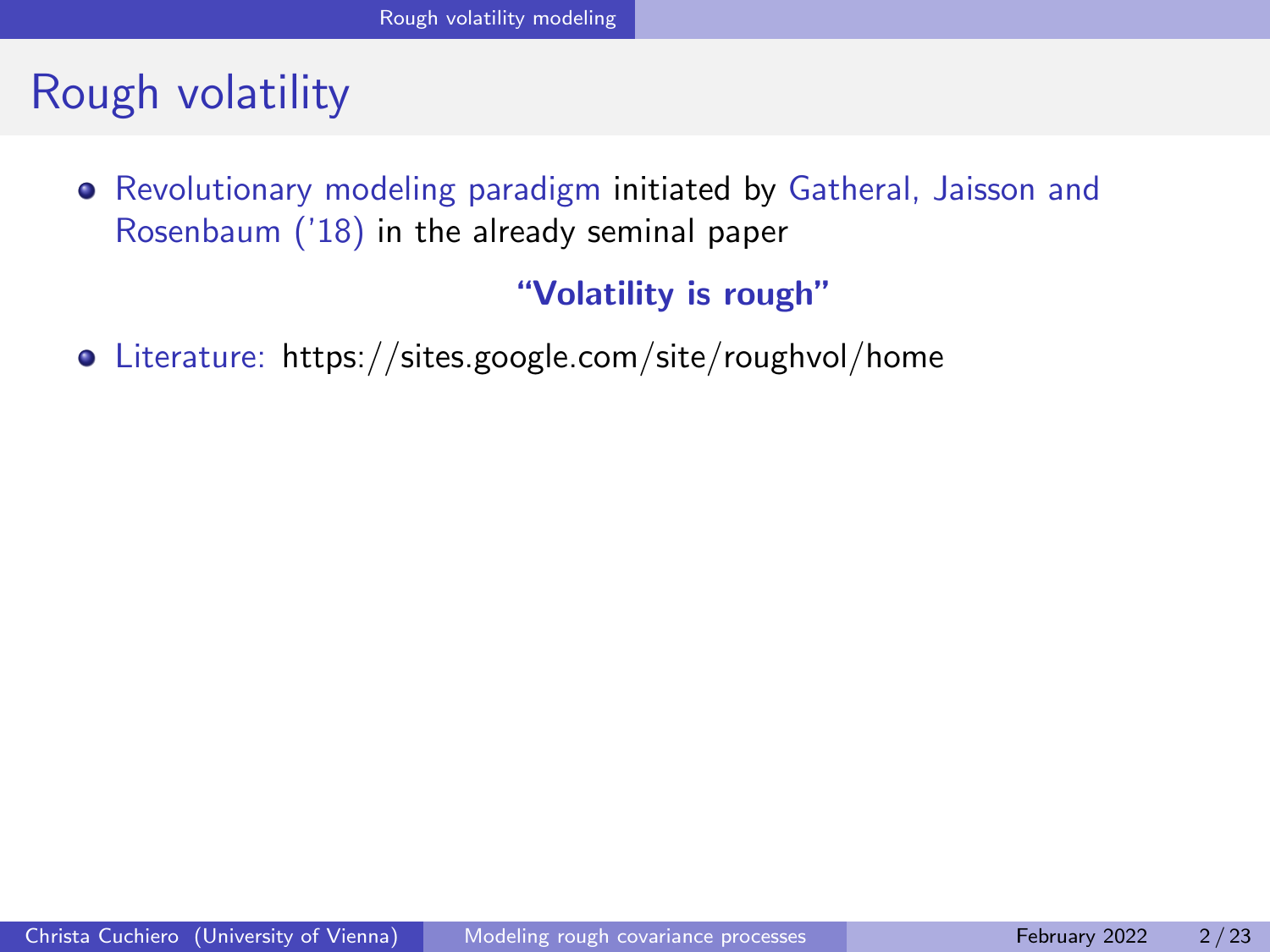# Rough volatility

- Revolutionary modeling paradigm initiated by Gatheral, Jaisson and Rosenbaum ('18) in the already seminal paper

  **"Volatility is rough"**

- Literature: https://sites.google.com/site/roughvol/home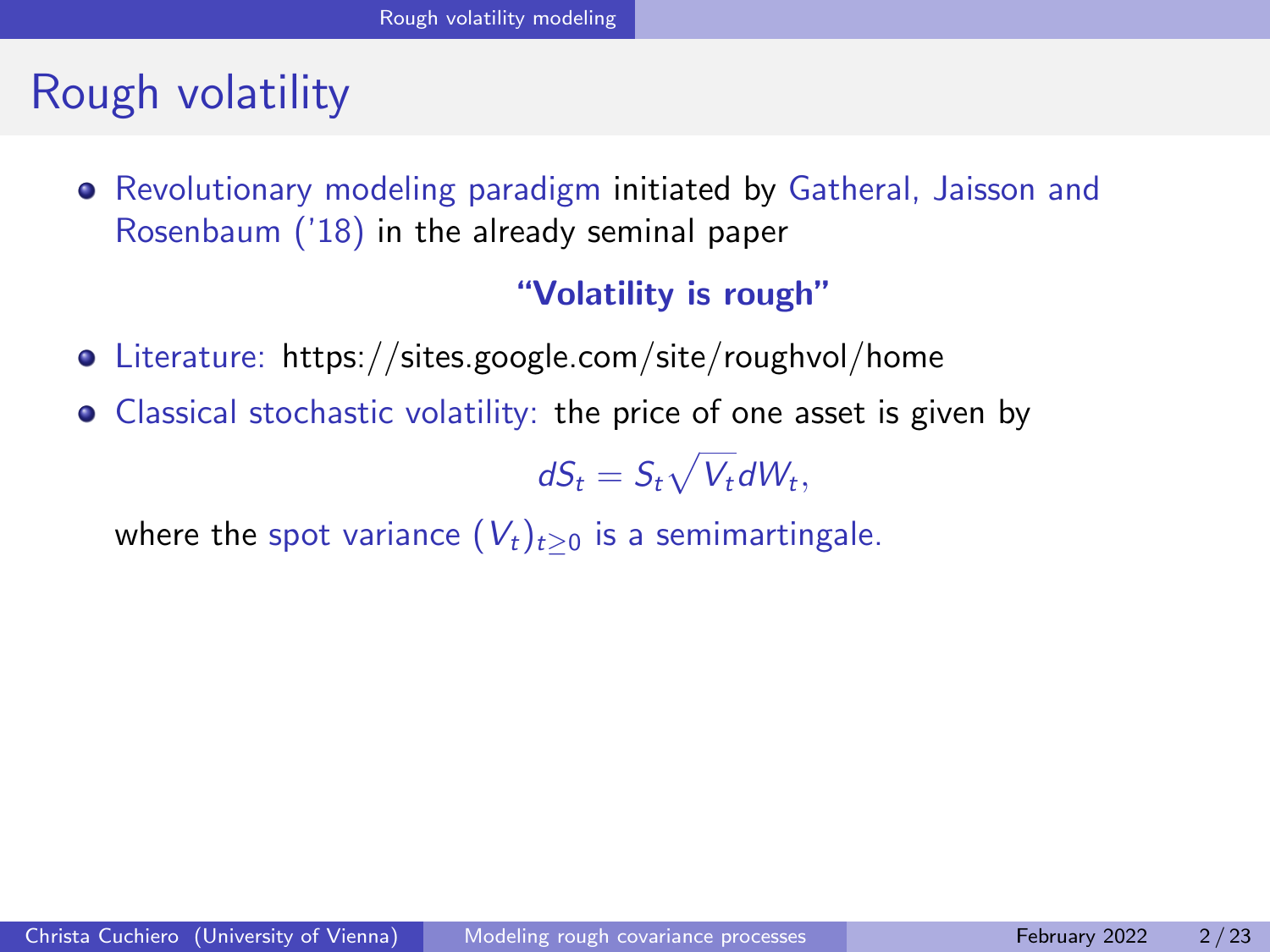# Rough volatility

- Revolutionary modeling paradigm initiated by Gatheral, Jaisson and Rosenbaum ('18) in the already seminal paper

  **"Volatility is rough"**

- Literature: https://sites.google.com/site/roughvol/home
- Classical stochastic volatility: the price of one asset is given by

$$dS_t = S_t \sqrt{V_t} dW_t,$$

where the spot variance $(V_t)_{t \geq 0}$ is a semimartingale.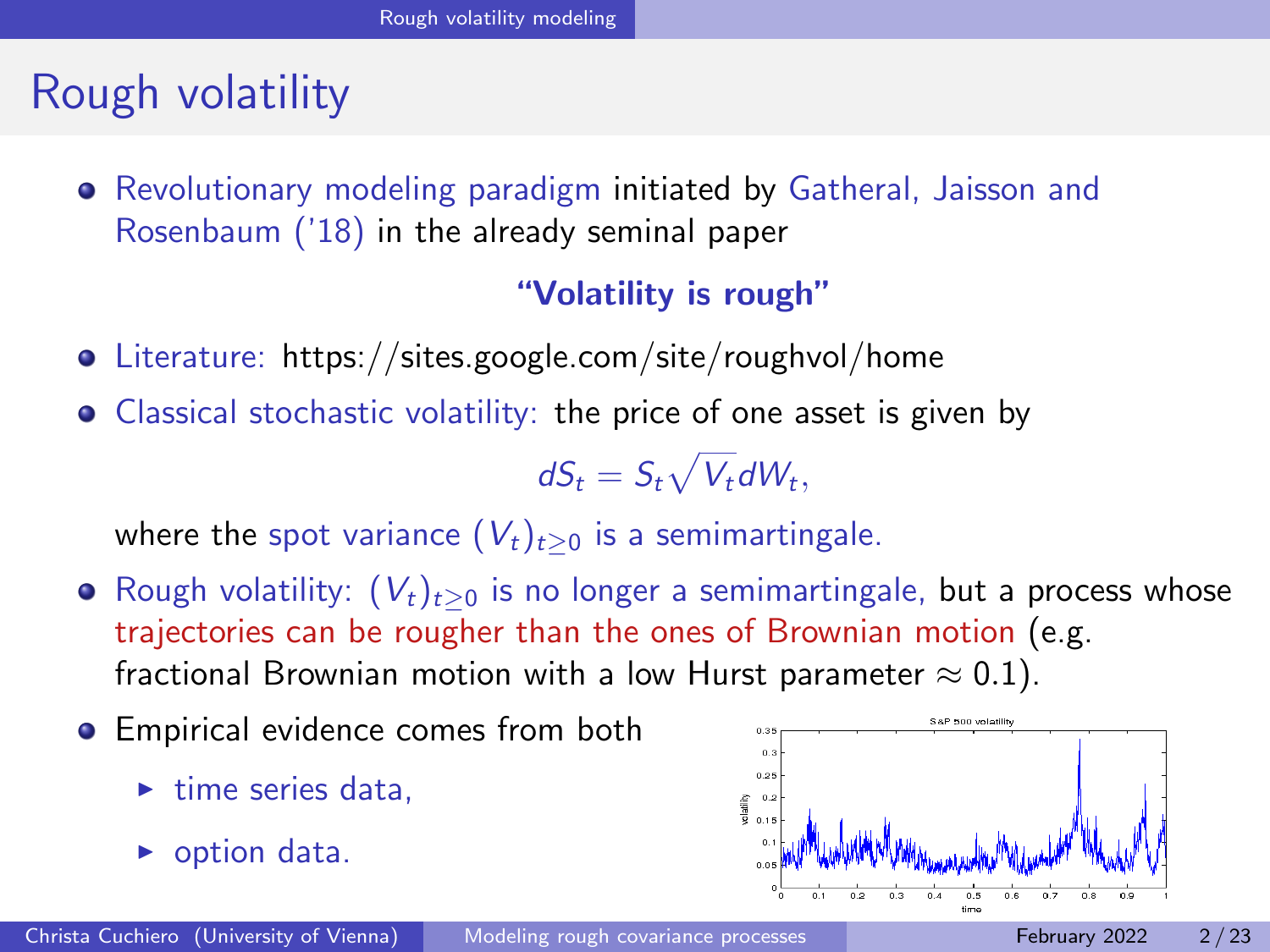# Rough volatility

- Revolutionary modeling paradigm initiated by Gatheral, Jaisson and Rosenbaum ('18) in the already seminal paper

  **"Volatility is rough"**

- Literature: https://sites.google.com/site/roughvol/home
- Classical stochastic volatility: the price of one asset is given by

$$dS_t = S_t \sqrt{V_t} dW_t,$$

  where the spot variance $(V_t)_{t \geq 0}$ is a semimartingale.

- Rough volatility: $(V_t)_{t \geq 0}$ is no longer a semimartingale, but a process whose trajectories can be rougher than the ones of Brownian motion (e.g. fractional Brownian motion with a low Hurst parameter $\approx 0.1$).
- Empirical evidence comes from both
  - time series data,
  - option data.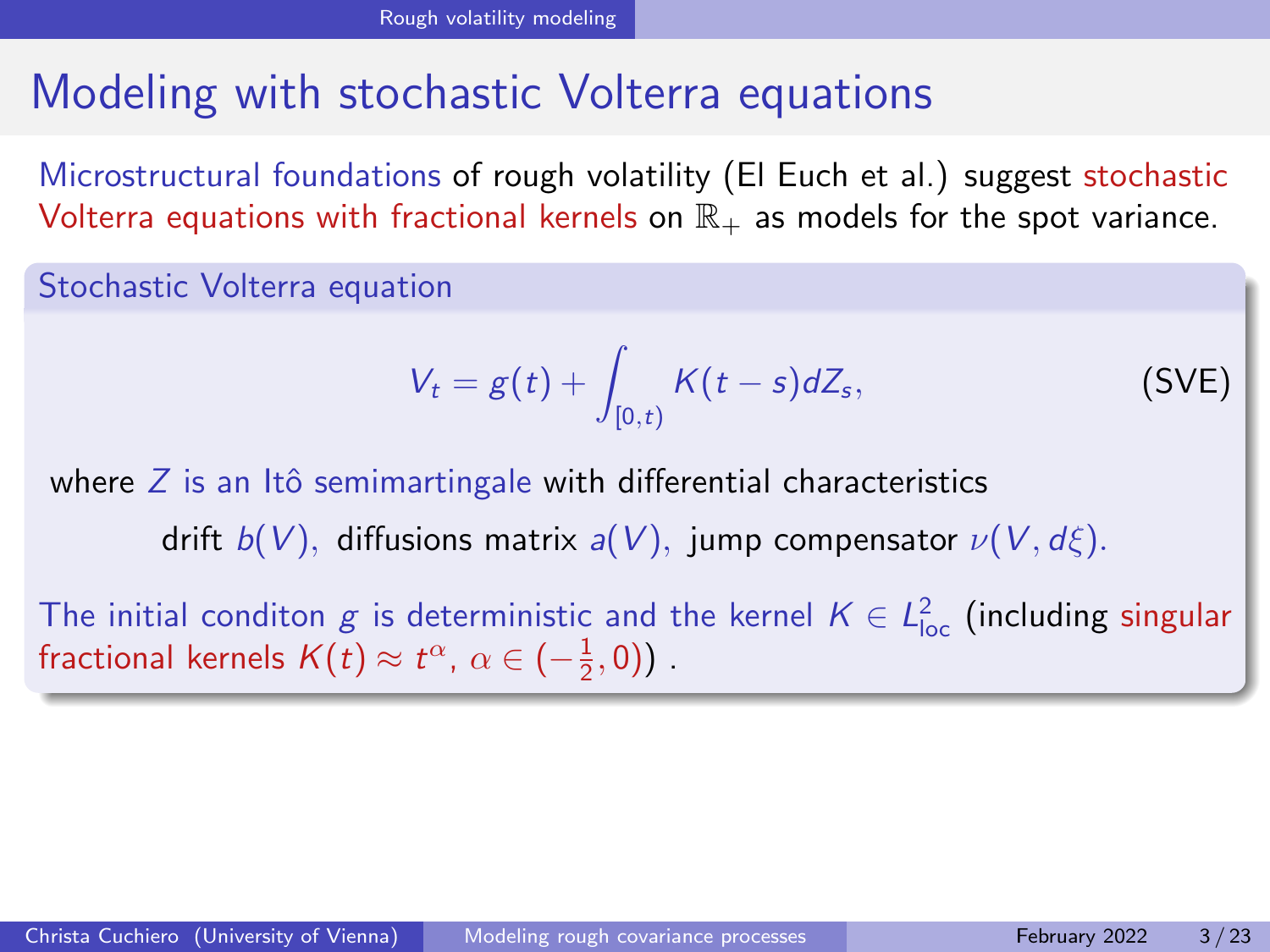# Modeling with stochastic Volterra equations

Microstructural foundations of rough volatility (El Euch et al.) suggest stochastic Volterra equations with fractional kernels on $\mathbb{R}_+$ as models for the spot variance.

**Stochastic Volterra equation**

$$V_t = g(t) + \int_{[0,t)} K(t-s) dZ_s, \qquad \text{(SVE)}$$

where $Z$ is an Itô semimartingale with differential characteristics

drift $b(V)$, diffusions matrix $a(V)$, jump compensator $\nu(V, d\xi)$.

The initial conditon $g$ is deterministic and the kernel $K \in L^2_{\mathrm{loc}}$ (including singular fractional kernels $K(t) \approx t^{\alpha}$, $\alpha \in (-\frac{1}{2}, 0)$) .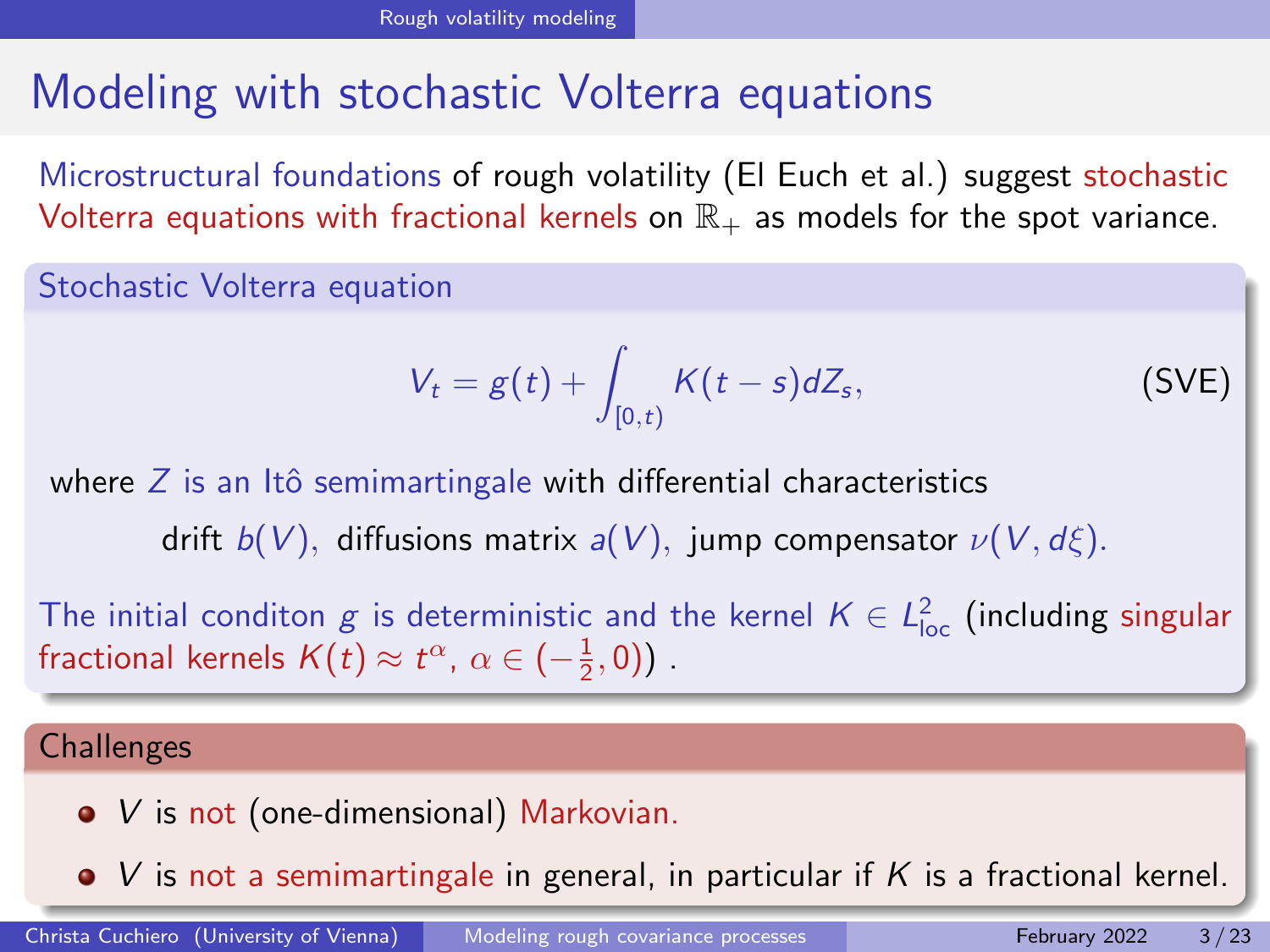# Modeling with stochastic Volterra equations

Microstructural foundations of rough volatility (El Euch et al.) suggest stochastic Volterra equations with fractional kernels on $\mathbb{R}_+$ as models for the spot variance.

### Stochastic Volterra equation

$$V_t = g(t) + \int_{[0,t)} K(t-s) dZ_s, \tag{SVE}$$

where $Z$ is an Itô semimartingale with differential characteristics

drift $b(V)$, diffusions matrix $a(V)$, jump compensator $\nu(V, d\xi)$.

The initial conditon $g$ is deterministic and the kernel $K \in L^2_{\text{loc}}$ (including singular fractional kernels $K(t) \approx t^{\alpha}$, $\alpha \in (-\frac{1}{2}, 0)$) .

### Challenges

- $V$ is not (one-dimensional) Markovian.
- $V$ is not a semimartingale in general, in particular if $K$ is a fractional kernel.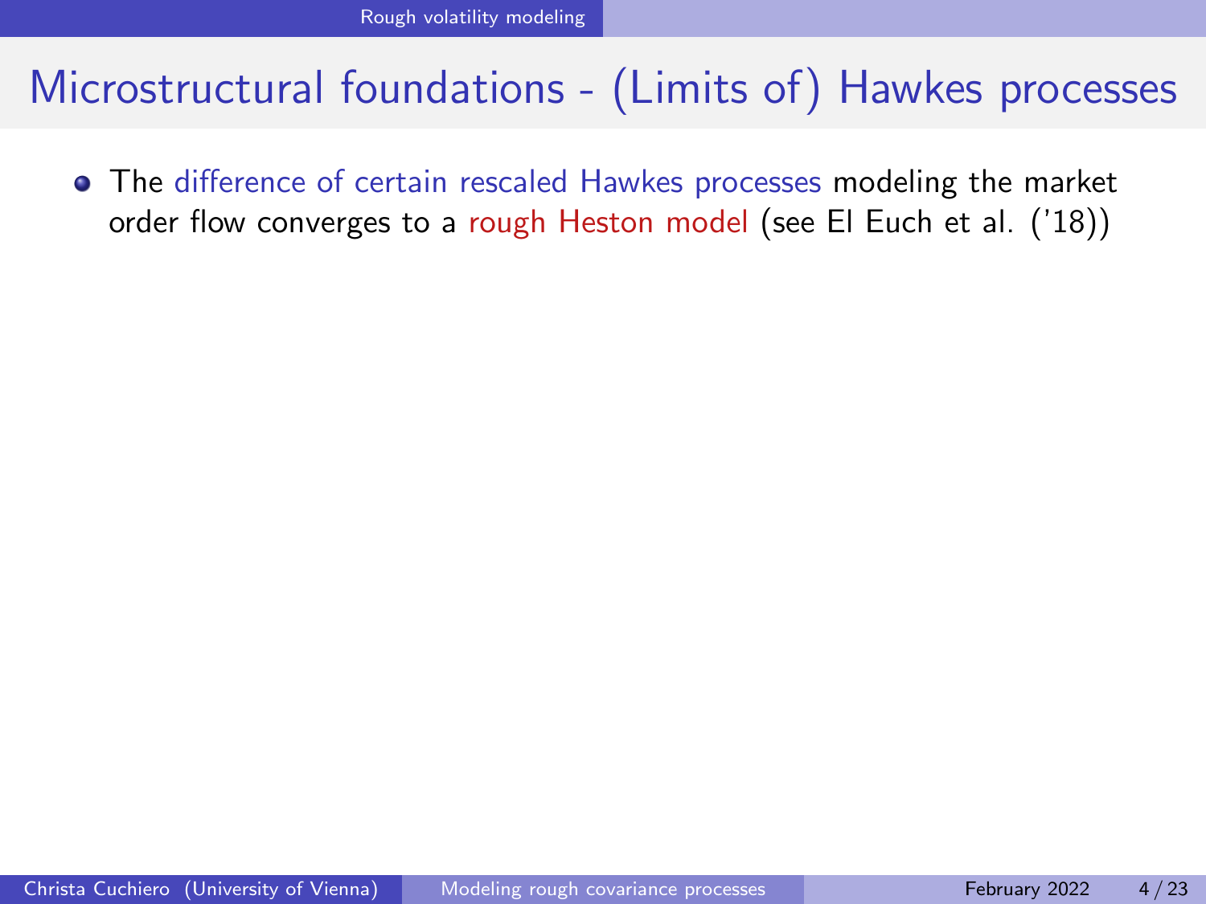# Microstructural foundations - (Limits of) Hawkes processes

- The difference of certain rescaled Hawkes processes modeling the market order flow converges to a rough Heston model (see El Euch et al. ('18))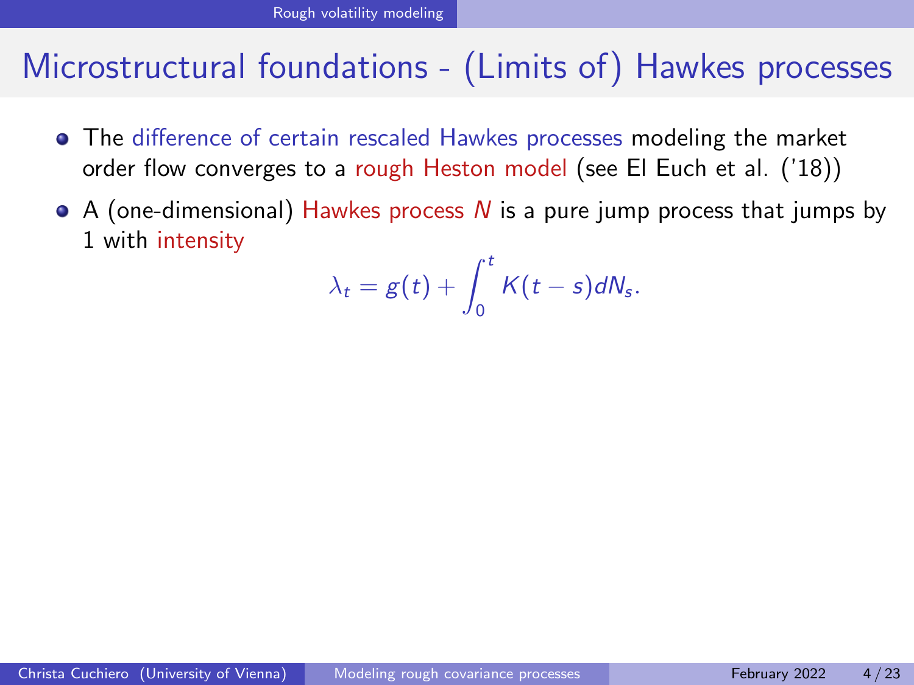# Microstructural foundations - (Limits of) Hawkes processes

- The difference of certain rescaled Hawkes processes modeling the market order flow converges to a rough Heston model (see El Euch et al. ('18))
- A (one-dimensional) Hawkes process $N$ is a pure jump process that jumps by 1 with intensity

$$\lambda_t = g(t) + \int_0^t K(t-s)dN_s.$$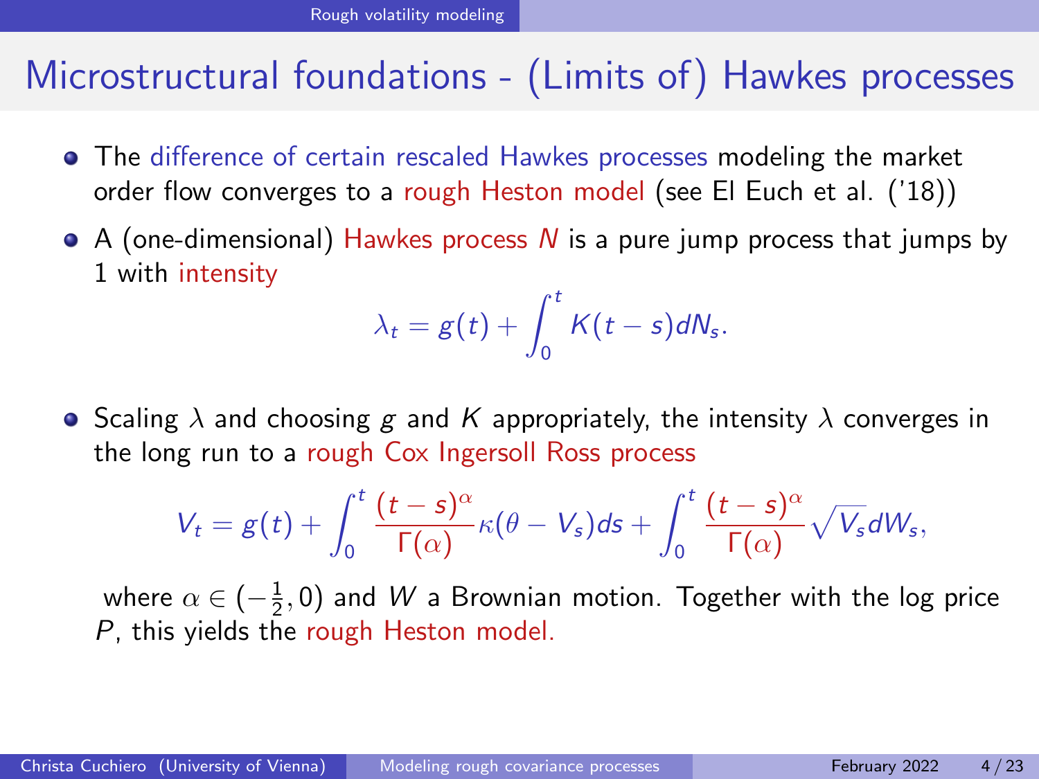# Microstructural foundations - (Limits of) Hawkes processes

- The difference of certain rescaled Hawkes processes modeling the market order flow converges to a rough Heston model (see El Euch et al. ('18))
- A (one-dimensional) Hawkes process $N$ is a pure jump process that jumps by 1 with intensity

$$\lambda_t = g(t) + \int_0^t K(t-s)dN_s.$$

- Scaling $\lambda$ and choosing $g$ and $K$ appropriately, the intensity $\lambda$ converges in the long run to a rough Cox Ingersoll Ross process

$$V_t = g(t) + \int_0^t \frac{(t-s)^\alpha}{\Gamma(\alpha)} \kappa(\theta - V_s)ds + \int_0^t \frac{(t-s)^\alpha}{\Gamma(\alpha)} \sqrt{V_s}dW_s,$$

where $\alpha \in (-\frac{1}{2}, 0)$ and $W$ a Brownian motion. Together with the log price $P$, this yields the rough Heston model.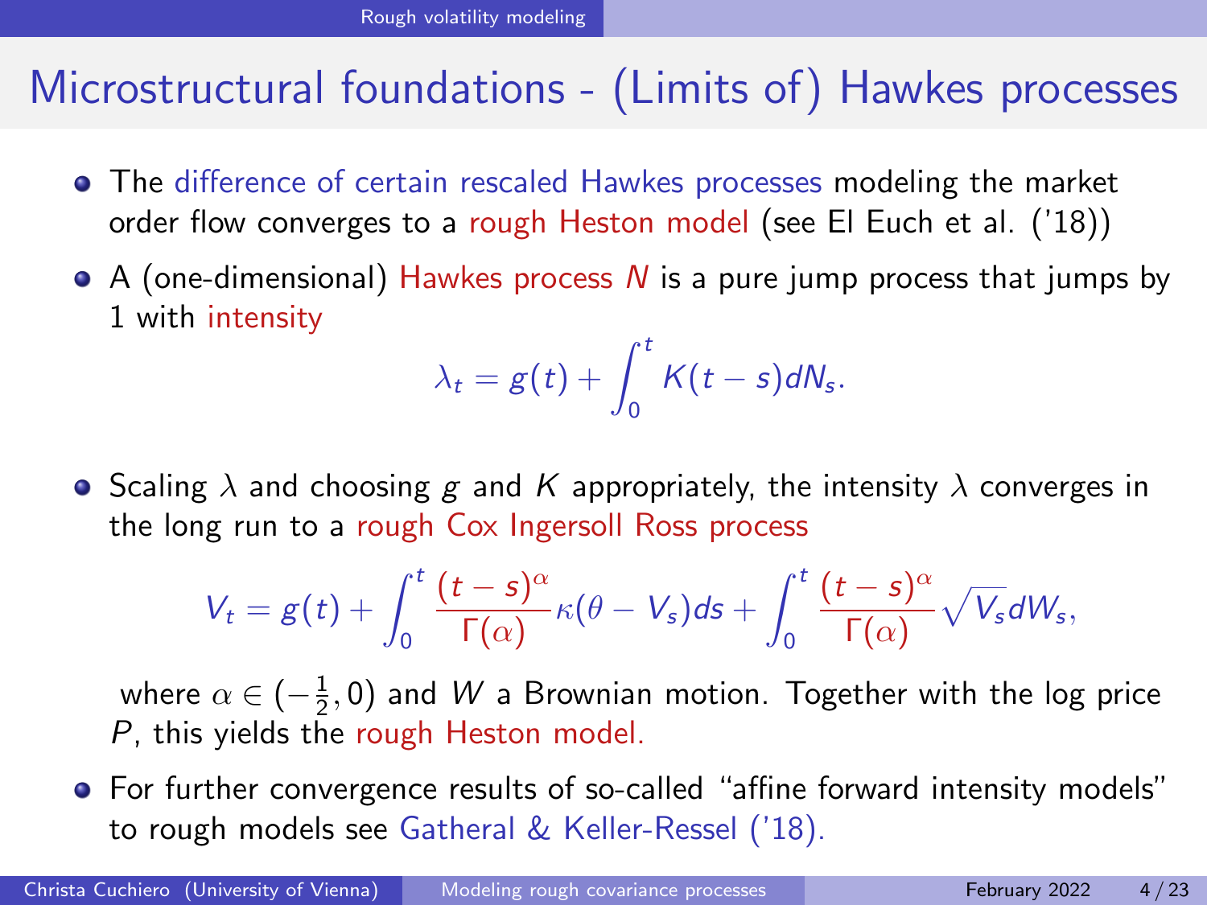# Microstructural foundations - (Limits of) Hawkes processes

- The difference of certain rescaled Hawkes processes modeling the market order flow converges to a rough Heston model (see El Euch et al. ('18))
- A (one-dimensional) Hawkes process $N$ is a pure jump process that jumps by 1 with intensity

$$\lambda_t = g(t) + \int_0^t K(t-s) dN_s.$$

- Scaling $\lambda$ and choosing $g$ and $K$ appropriately, the intensity $\lambda$ converges in the long run to a rough Cox Ingersoll Ross process

$$V_t = g(t) + \int_0^t \frac{(t-s)^\alpha}{\Gamma(\alpha)} \kappa(\theta - V_s) ds + \int_0^t \frac{(t-s)^\alpha}{\Gamma(\alpha)} \sqrt{V_s} dW_s,$$

  where $\alpha \in (-\frac{1}{2}, 0)$ and $W$ a Brownian motion. Together with the log price $P$, this yields the rough Heston model.

- For further convergence results of so-called "affine forward intensity models" to rough models see Gatheral & Keller-Ressel ('18).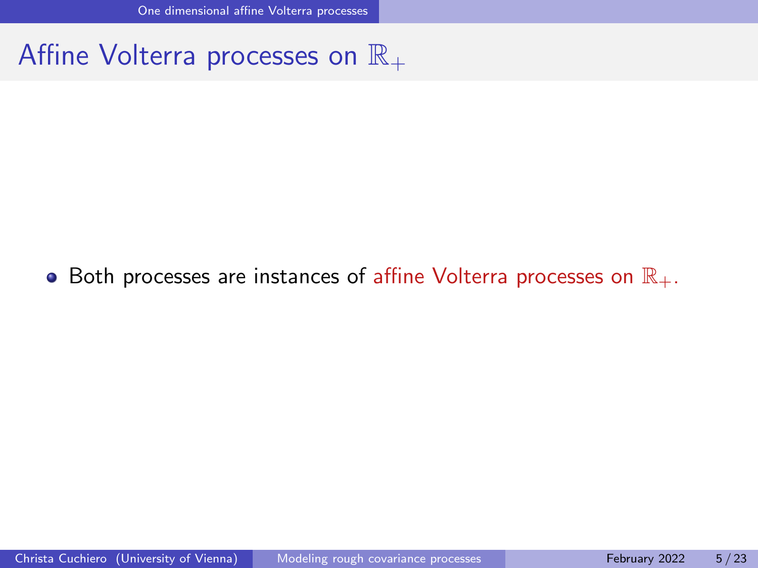# Affine Volterra processes on $\mathbb{R}_+$

- Both processes are instances of affine Volterra processes on $\mathbb{R}_+$.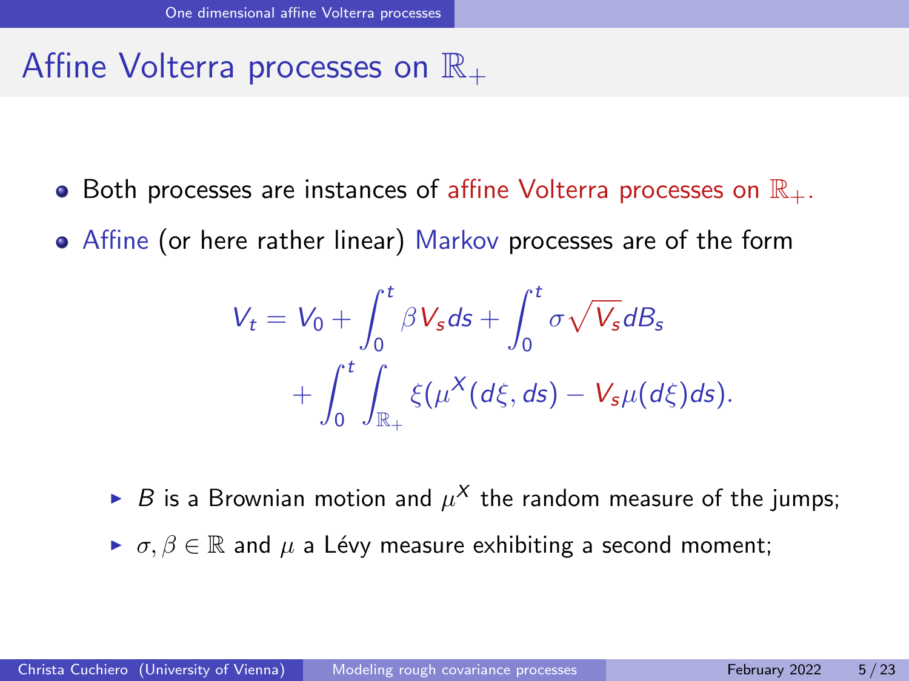# Affine Volterra processes on $\mathbb{R}_+$

- Both processes are instances of affine Volterra processes on $\mathbb{R}_+$.
- Affine (or here rather linear) Markov processes are of the form

$$
\begin{aligned}
V_t = V_0 + \int_0^t \beta V_s ds + \int_0^t \sigma \sqrt{V_s} dB_s \\
+ \int_0^t \int_{\mathbb{R}_+} \xi(\mu^X(d\xi, ds) - V_s \mu(d\xi) ds).
\end{aligned}
$$

  - $B$ is a Brownian motion and $\mu^X$ the random measure of the jumps;
  - $\sigma, \beta \in \mathbb{R}$ and $\mu$ a Lévy measure exhibiting a second moment;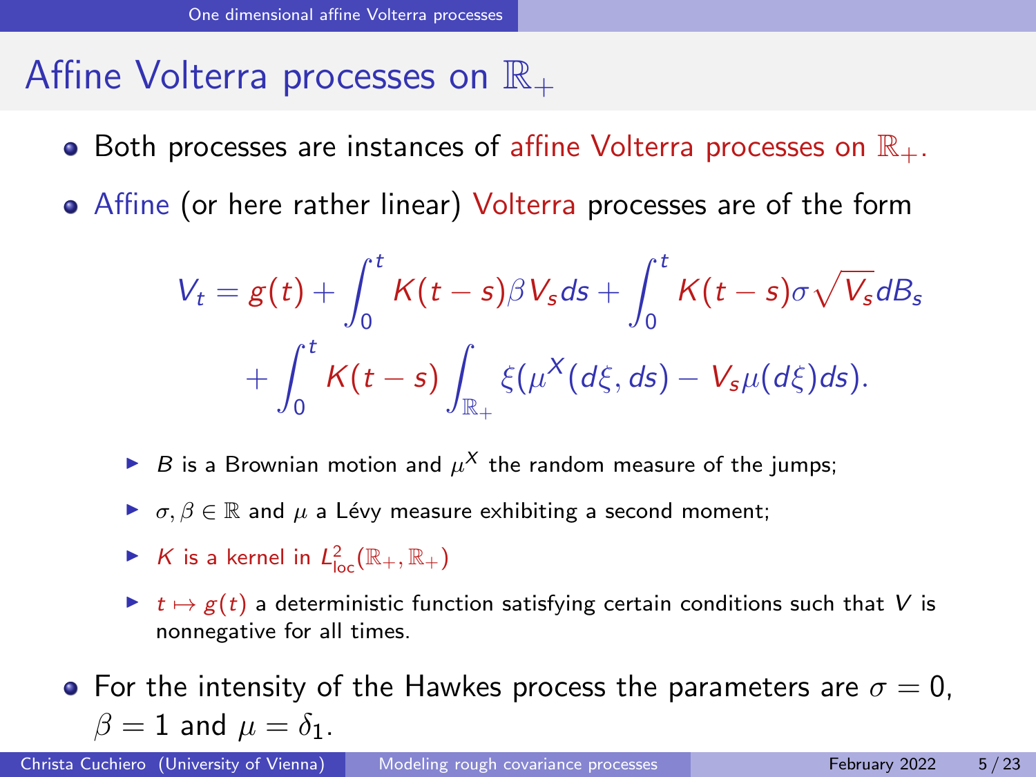## Affine Volterra processes on $\mathbb{R}_+$

- Both processes are instances of affine Volterra processes on $\mathbb{R}_+$.
- Affine (or here rather linear) Volterra processes are of the form

$$
\begin{aligned}
V_t = g(t) &+ \int_0^t K(t-s)\beta V_s ds + \int_0^t K(t-s)\sigma\sqrt{V_s}dB_s \\
&+ \int_0^t K(t-s)\int_{\mathbb{R}_+} \xi(\mu^X(d\xi, ds) - V_s\mu(d\xi)ds).
\end{aligned}
$$

  - $B$ is a Brownian motion and $\mu^X$ the random measure of the jumps;
  - $\sigma, \beta \in \mathbb{R}$ and $\mu$ a Lévy measure exhibiting a second moment;
  - $K$ is a kernel in $L^2_{\text{loc}}(\mathbb{R}_+, \mathbb{R}_+)$
  - $t \mapsto g(t)$ a deterministic function satisfying certain conditions such that $V$ is nonnegative for all times.
- For the intensity of the Hawkes process the parameters are $\sigma = 0$, $\beta = 1$ and $\mu = \delta_1$.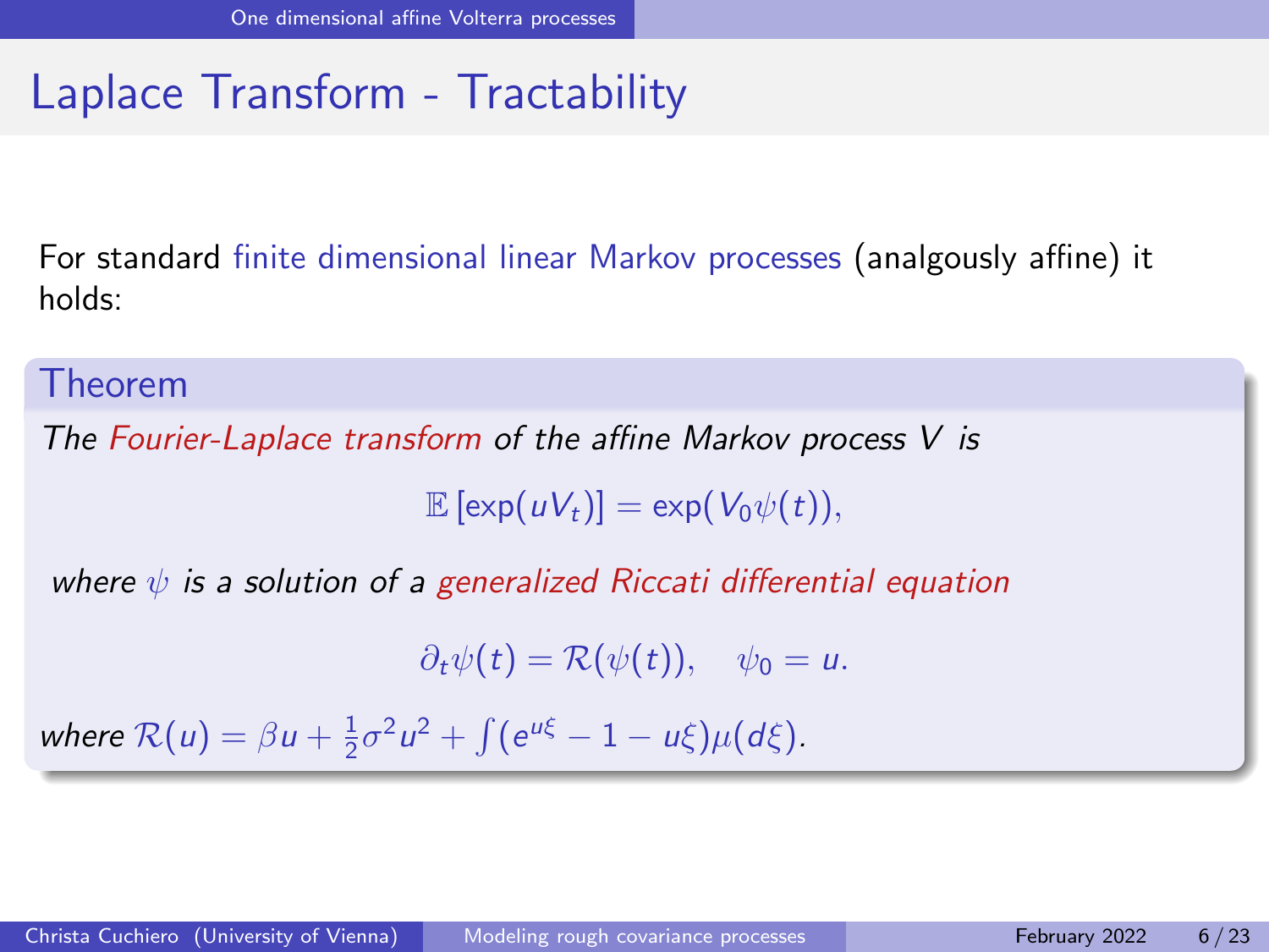# Laplace Transform - Tractability

For standard finite dimensional linear Markov processes (analgously affine) it holds:

**Theorem**

*The Fourier-Laplace transform of the affine Markov process $V$ is*

$$\mathbb{E}\left[\exp(uV_t)\right] = \exp(V_0\psi(t)),$$

*where $\psi$ is a solution of a generalized Riccati differential equation*

$$\partial_t \psi(t) = \mathcal{R}(\psi(t)), \quad \psi_0 = u.$$

*where $\mathcal{R}(u) = \beta u + \frac{1}{2}\sigma^2 u^2 + \int (e^{u\xi} - 1 - u\xi)\mu(d\xi)$.*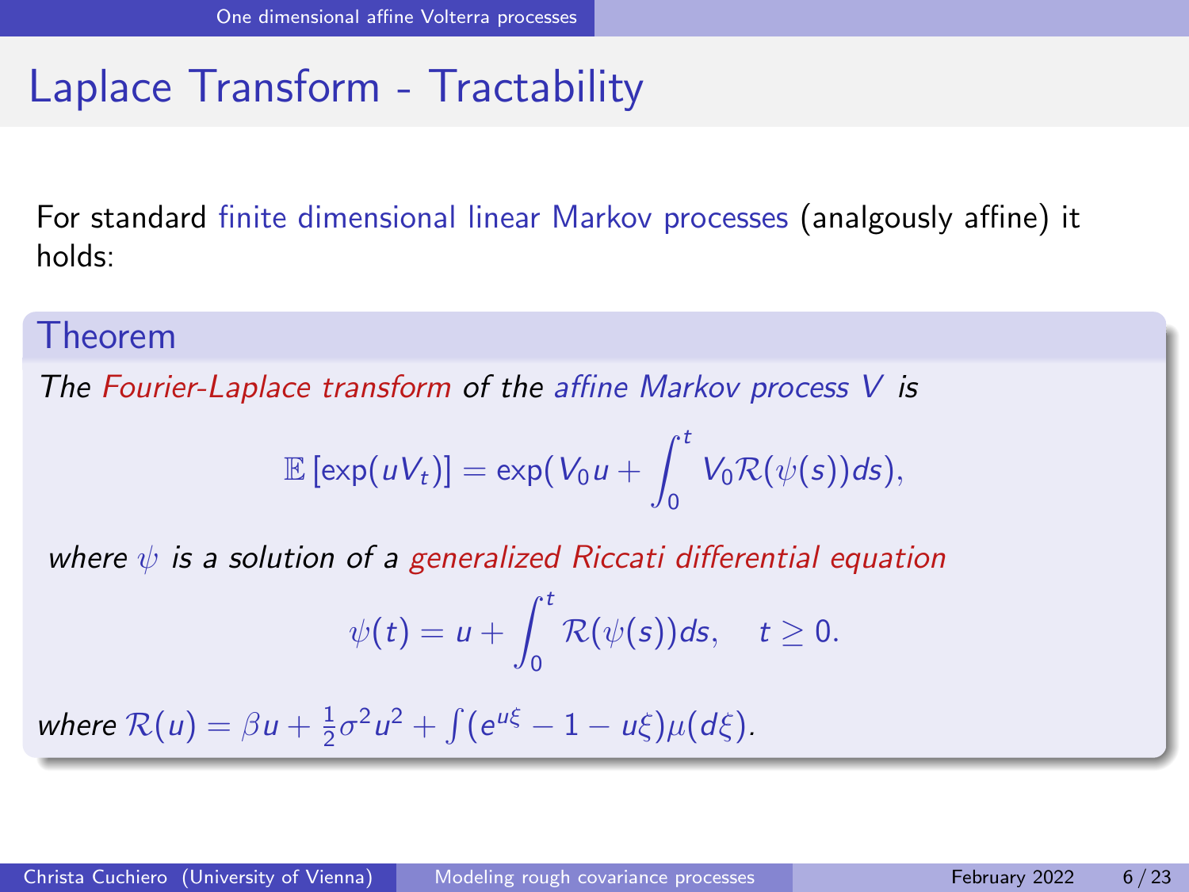# Laplace Transform - Tractability

For standard finite dimensional linear Markov processes (analgously affine) it holds:

**Theorem**

*The Fourier-Laplace transform of the affine Markov process $V$ is*

$$\mathbb{E}\left[\exp(uV_t)\right] = \exp(V_0 u + \int_0^t V_0 \mathcal{R}(\psi(s))ds),$$

*where $\psi$ is a solution of a generalized Riccati differential equation*

$$\psi(t) = u + \int_0^t \mathcal{R}(\psi(s))ds, \quad t \geq 0.$$

*where $\mathcal{R}(u) = \beta u + \frac{1}{2}\sigma^2 u^2 + \int (e^{u\xi} - 1 - u\xi)\mu(d\xi)$.*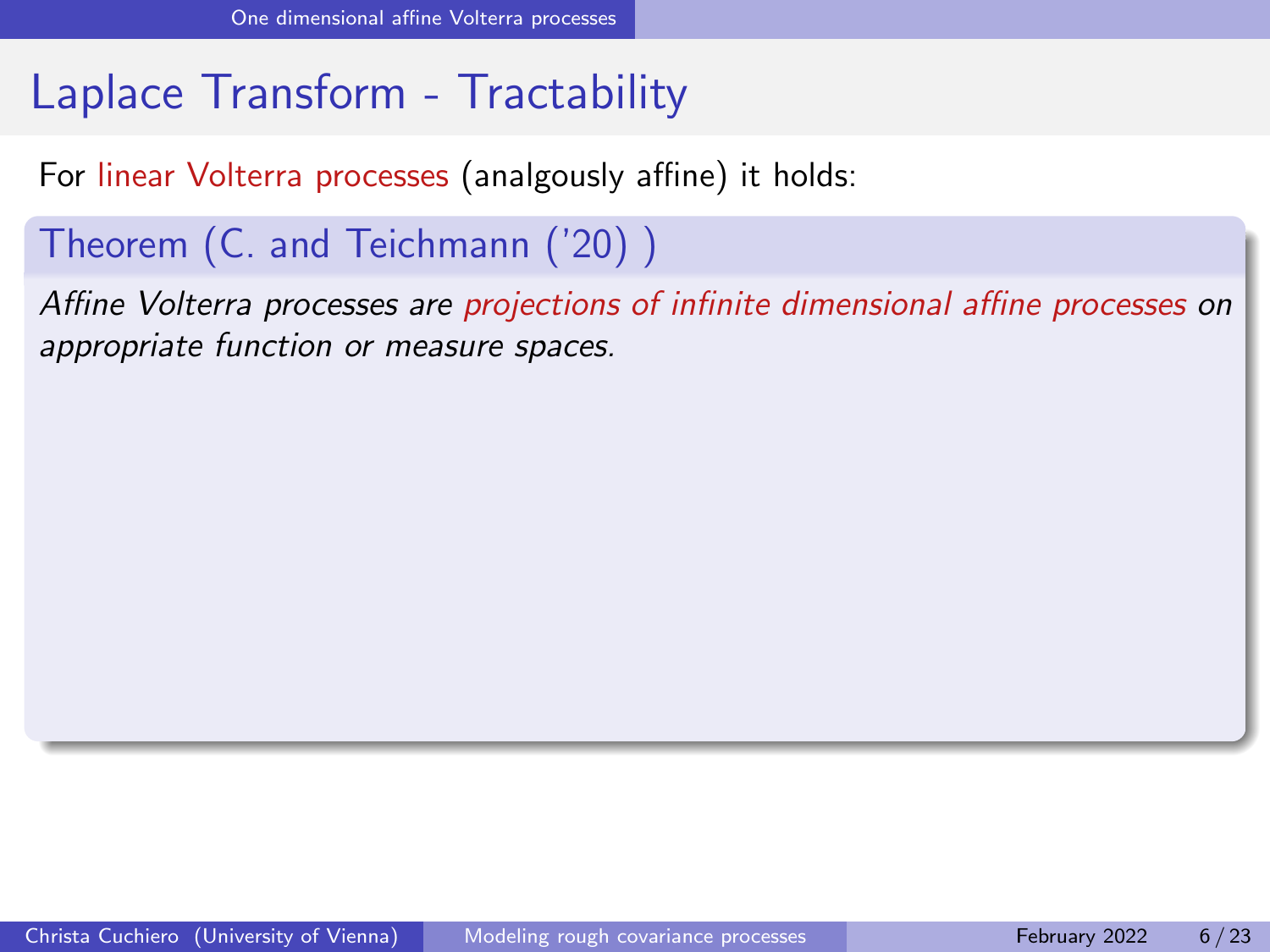# Laplace Transform - Tractability

For linear Volterra processes (analgously affine) it holds:

**Theorem (C. and Teichmann ('20) )**

*Affine Volterra processes are projections of infinite dimensional affine processes on appropriate function or measure spaces.*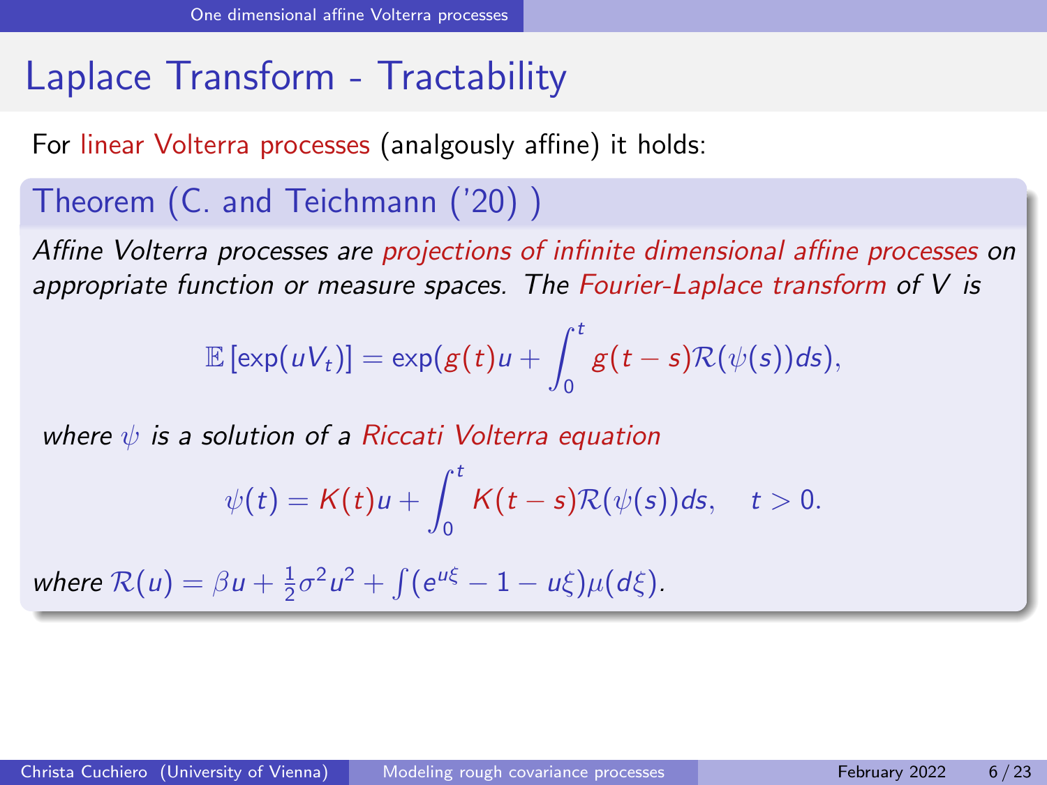# Laplace Transform - Tractability

For linear Volterra processes (analgously affine) it holds:

### Theorem (C. and Teichmann ('20) )

*Affine Volterra processes are projections of infinite dimensional affine processes on appropriate function or measure spaces. The Fourier-Laplace transform of $V$ is*

$$\mathbb{E}\left[\exp(uV_t)\right] = \exp(g(t)u + \int_0^t g(t-s)\mathcal{R}(\psi(s))ds),$$

*where $\psi$ is a solution of a Riccati Volterra equation*

$$\psi(t) = K(t)u + \int_0^t K(t-s)\mathcal{R}(\psi(s))ds, \quad t > 0.$$

*where $\mathcal{R}(u) = \beta u + \frac{1}{2}\sigma^2 u^2 + \int (e^{u\xi} - 1 - u\xi)\mu(d\xi)$.*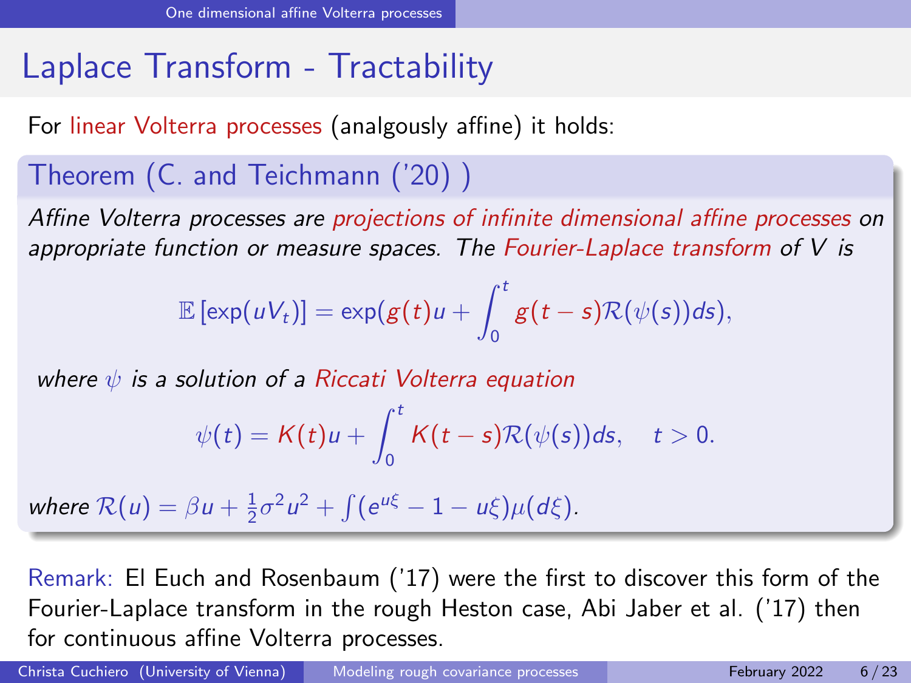# Laplace Transform - Tractability

For linear Volterra processes (analgously affine) it holds:

**Theorem (C. and Teichmann ('20))**

*Affine Volterra processes are projections of infinite dimensional affine processes on appropriate function or measure spaces. The Fourier-Laplace transform of $V$ is*

$$\mathbb{E}\left[\exp(uV_t)\right] = \exp(g(t)u + \int_0^t g(t-s)\mathcal{R}(\psi(s))ds),$$

*where $\psi$ is a solution of a Riccati Volterra equation*

$$\psi(t) = K(t)u + \int_0^t K(t-s)\mathcal{R}(\psi(s))ds, \quad t > 0.$$

*where $\mathcal{R}(u) = \beta u + \frac{1}{2}\sigma^2 u^2 + \int (e^{u\xi} - 1 - u\xi)\mu(d\xi)$.*

Remark: El Euch and Rosenbaum ('17) were the first to discover this form of the Fourier-Laplace transform in the rough Heston case, Abi Jaber et al. ('17) then for continuous affine Volterra processes.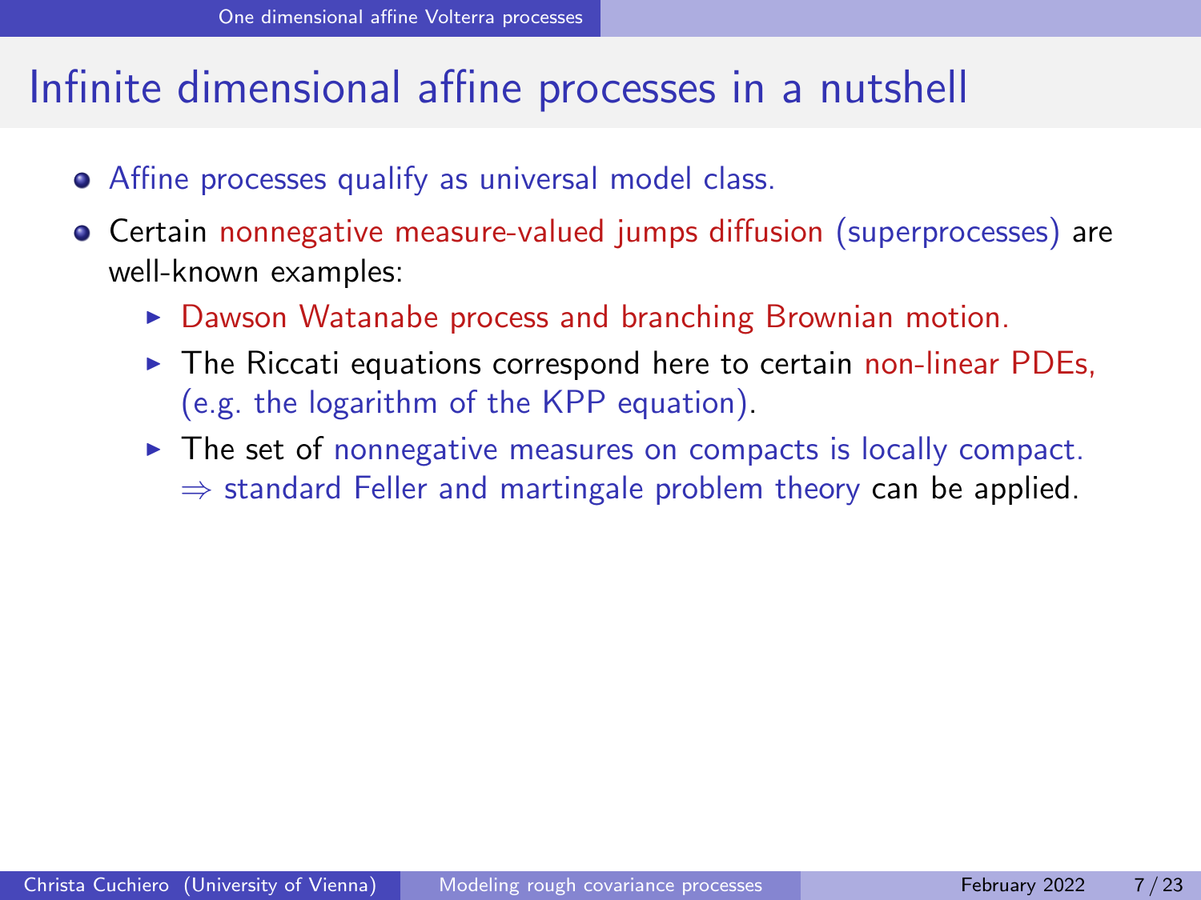# Infinite dimensional affine processes in a nutshell

- Affine processes qualify as universal model class.
- Certain nonnegative measure-valued jumps diffusion (superprocesses) are well-known examples:
  - Dawson Watanabe process and branching Brownian motion.
  - The Riccati equations correspond here to certain non-linear PDEs, (e.g. the logarithm of the KPP equation).
  - The set of nonnegative measures on compacts is locally compact. $\Rightarrow$ standard Feller and martingale problem theory can be applied.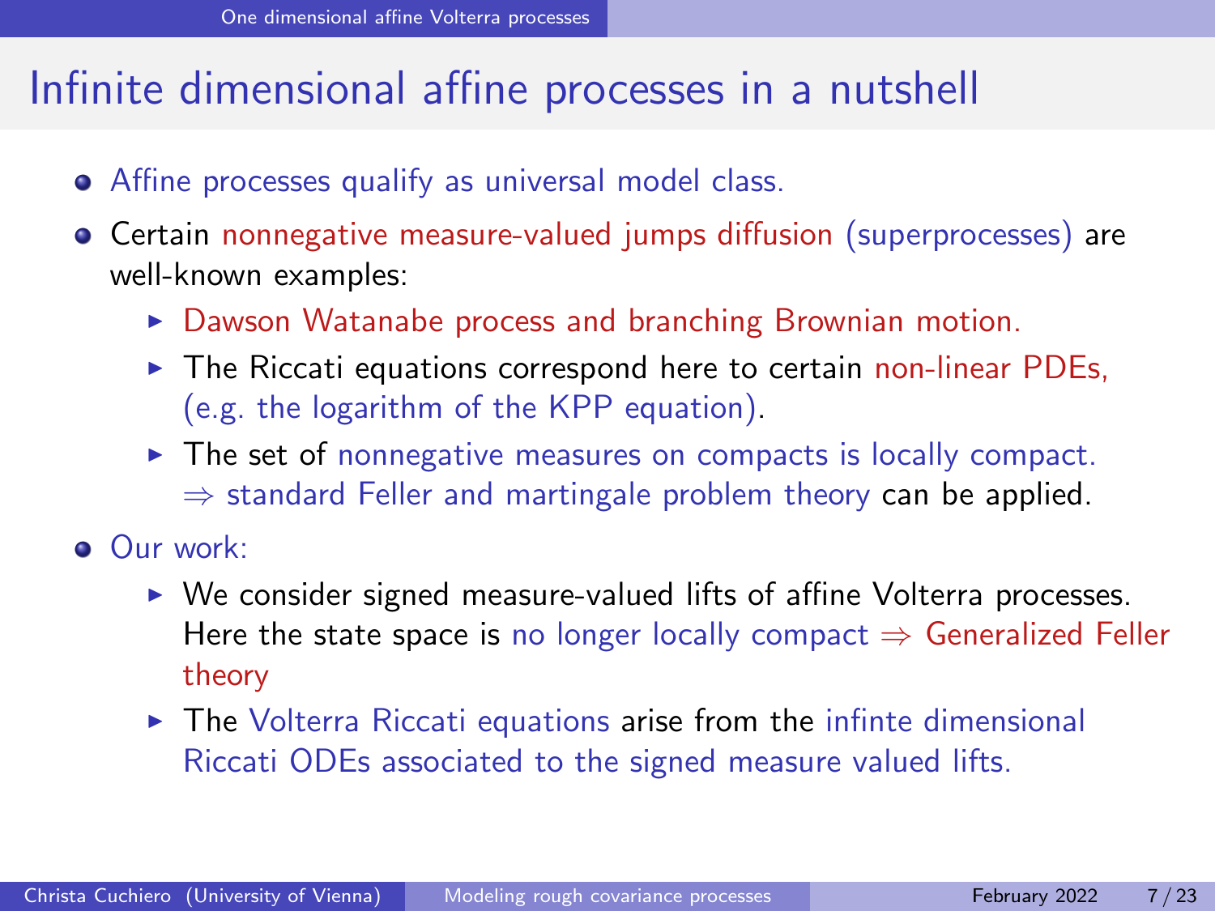# Infinite dimensional affine processes in a nutshell

- Affine processes qualify as universal model class.
- Certain nonnegative measure-valued jumps diffusion (superprocesses) are well-known examples:
  - Dawson Watanabe process and branching Brownian motion.
  - The Riccati equations correspond here to certain non-linear PDEs, (e.g. the logarithm of the KPP equation).
  - The set of nonnegative measures on compacts is locally compact. $\Rightarrow$ standard Feller and martingale problem theory can be applied.
- Our work:
  - We consider signed measure-valued lifts of affine Volterra processes. Here the state space is no longer locally compact $\Rightarrow$ Generalized Feller theory
  - The Volterra Riccati equations arise from the infinte dimensional Riccati ODEs associated to the signed measure valued lifts.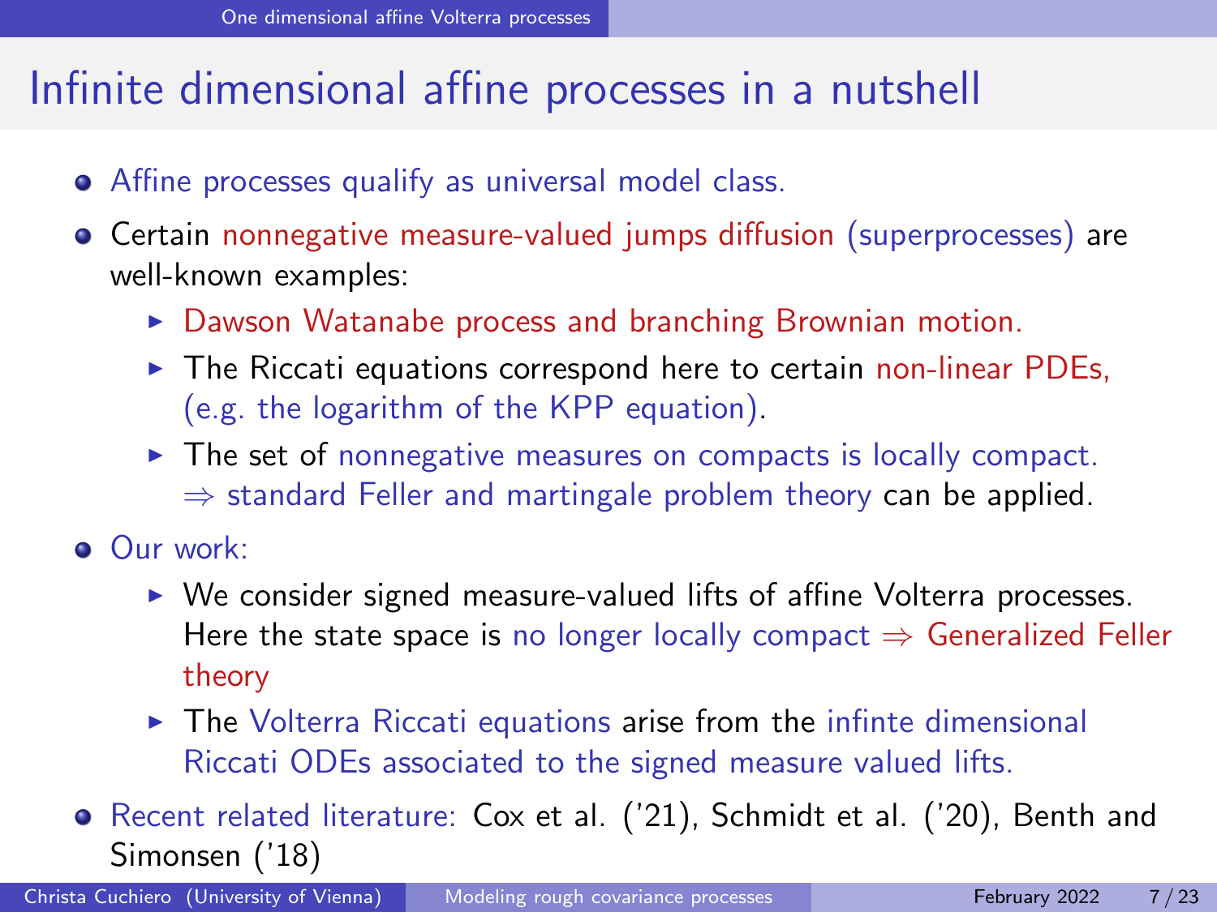# Infinite dimensional affine processes in a nutshell

- Affine processes qualify as universal model class.
- Certain nonnegative measure-valued jumps diffusion (superprocesses) are well-known examples:
  - Dawson Watanabe process and branching Brownian motion.
  - The Riccati equations correspond here to certain non-linear PDEs, (e.g. the logarithm of the KPP equation).
  - The set of nonnegative measures on compacts is locally compact. $\Rightarrow$ standard Feller and martingale problem theory can be applied.
- Our work:
  - We consider signed measure-valued lifts of affine Volterra processes. Here the state space is no longer locally compact $\Rightarrow$ Generalized Feller theory
  - The Volterra Riccati equations arise from the infinte dimensional Riccati ODEs associated to the signed measure valued lifts.
- Recent related literature: Cox et al. ('21), Schmidt et al. ('20), Benth and Simonsen ('18)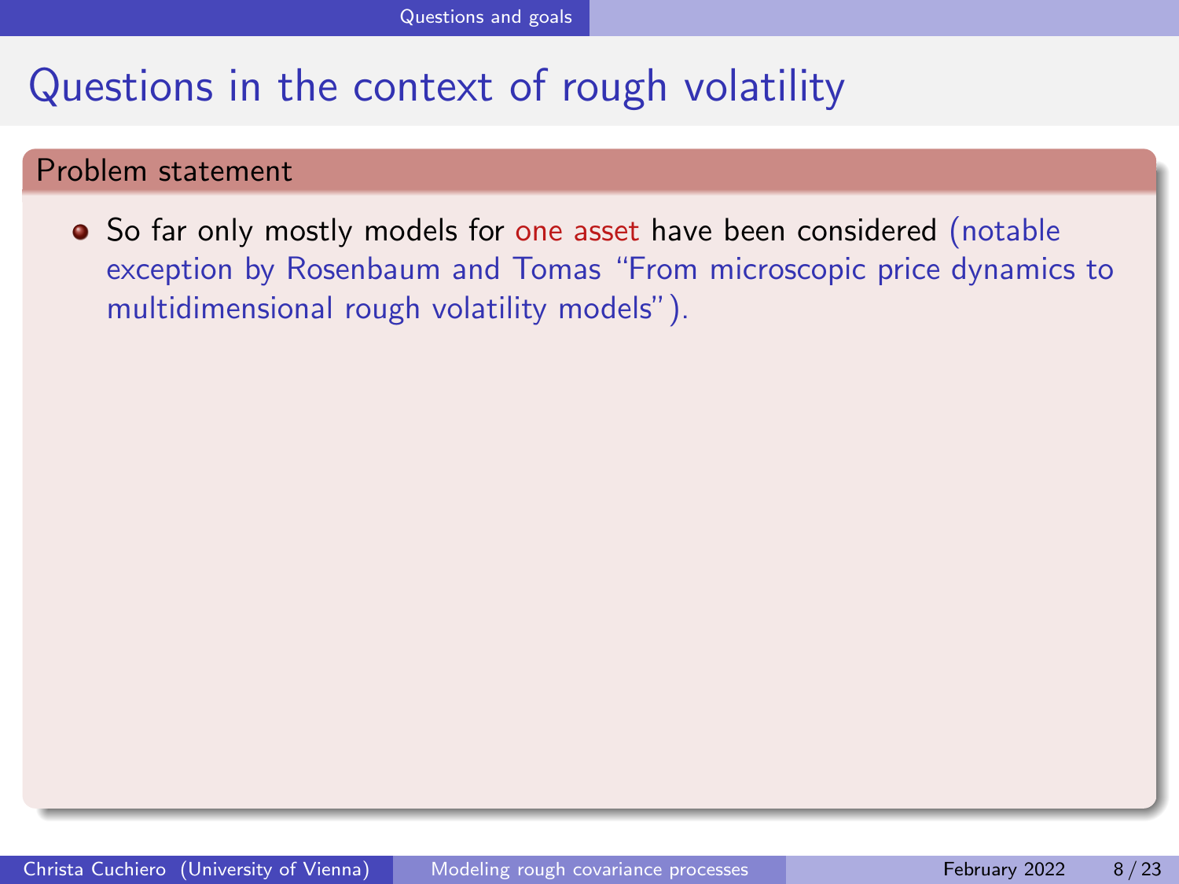# Questions in the context of rough volatility

## Problem statement

- So far only mostly models for one asset have been considered (notable exception by Rosenbaum and Tomas "From microscopic price dynamics to multidimensional rough volatility models").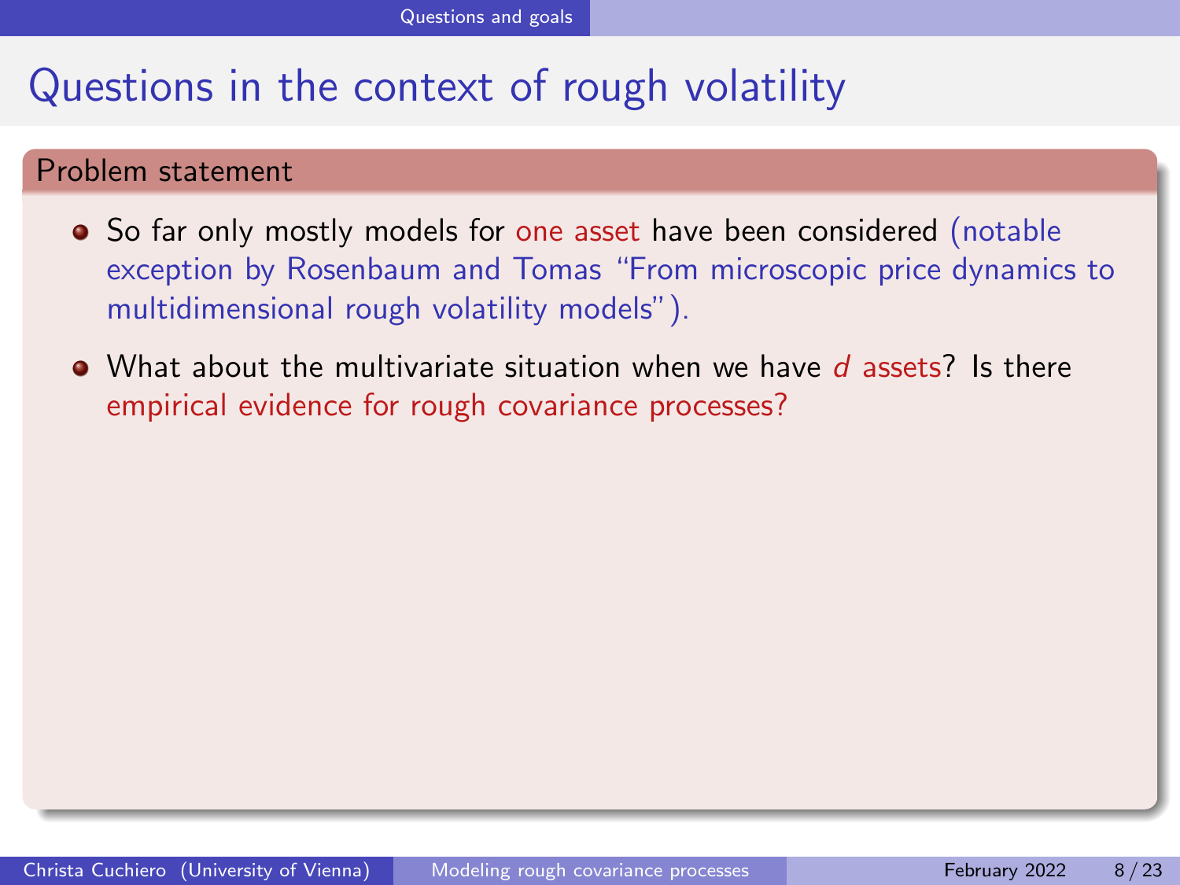# Questions in the context of rough volatility

## Problem statement

- So far only mostly models for one asset have been considered (notable exception by Rosenbaum and Tomas "From microscopic price dynamics to multidimensional rough volatility models").
- What about the multivariate situation when we have $d$ assets? Is there empirical evidence for rough covariance processes?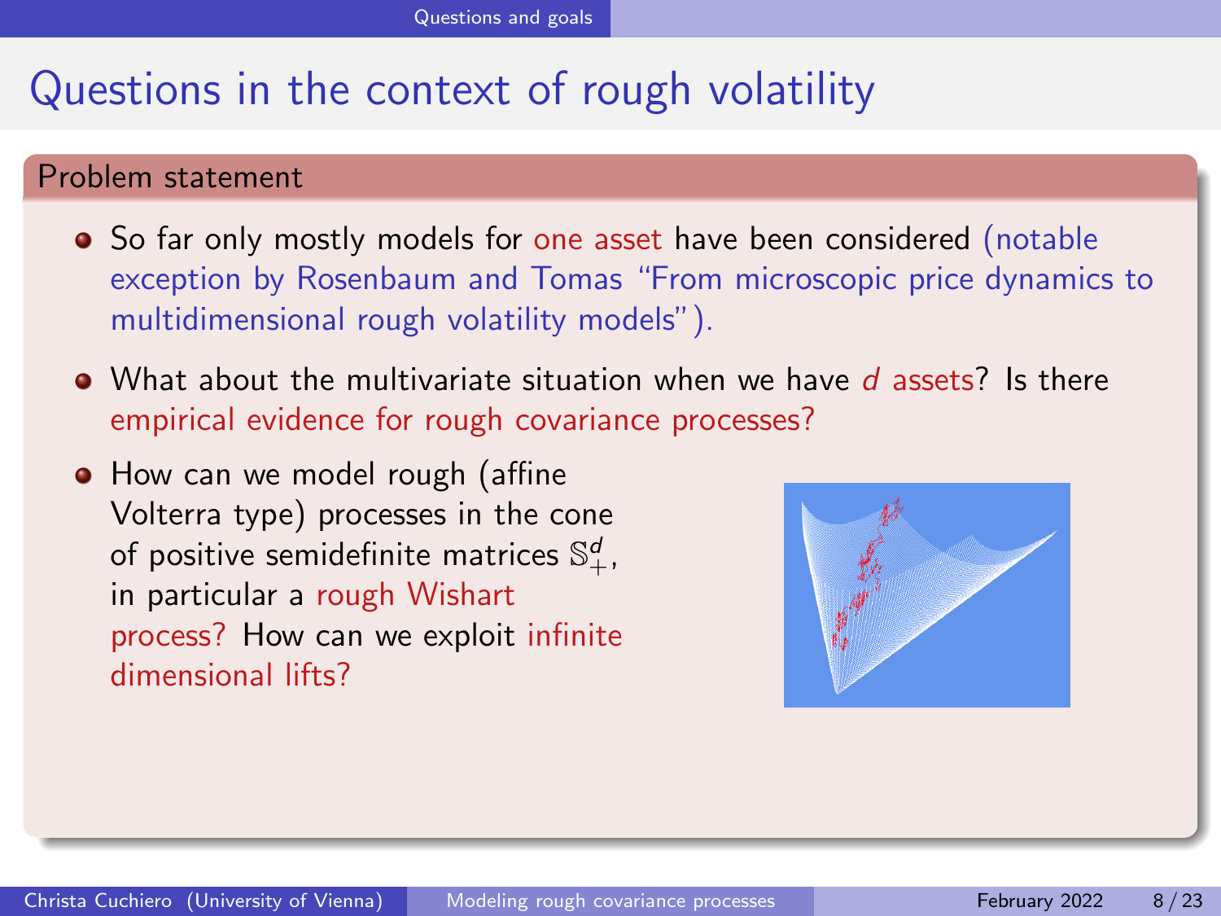# Questions in the context of rough volatility

## Problem statement

- So far only mostly models for one asset have been considered (notable exception by Rosenbaum and Tomas "From microscopic price dynamics to multidimensional rough volatility models").
- What about the multivariate situation when we have $d$ assets? Is there empirical evidence for rough covariance processes?
- How can we model rough (affine Volterra type) processes in the cone of positive semidefinite matrices $\mathbb{S}_+^d$, in particular a rough Wishart process? How can we exploit infinite dimensional lifts?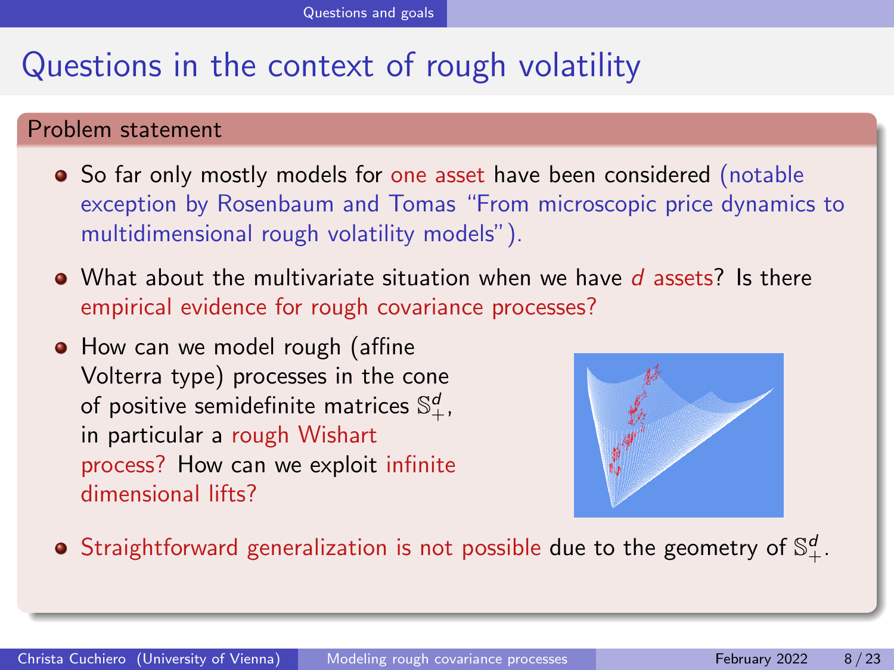# Questions in the context of rough volatility

## Problem statement

- So far only mostly models for one asset have been considered (notable exception by Rosenbaum and Tomas "From microscopic price dynamics to multidimensional rough volatility models").
- What about the multivariate situation when we have $d$ assets? Is there empirical evidence for rough covariance processes?
- How can we model rough (affine Volterra type) processes in the cone of positive semidefinite matrices $\mathbb{S}_+^d$, in particular a rough Wishart process? How can we exploit infinite dimensional lifts?
- Straightforward generalization is not possible due to the geometry of $\mathbb{S}_+^d$.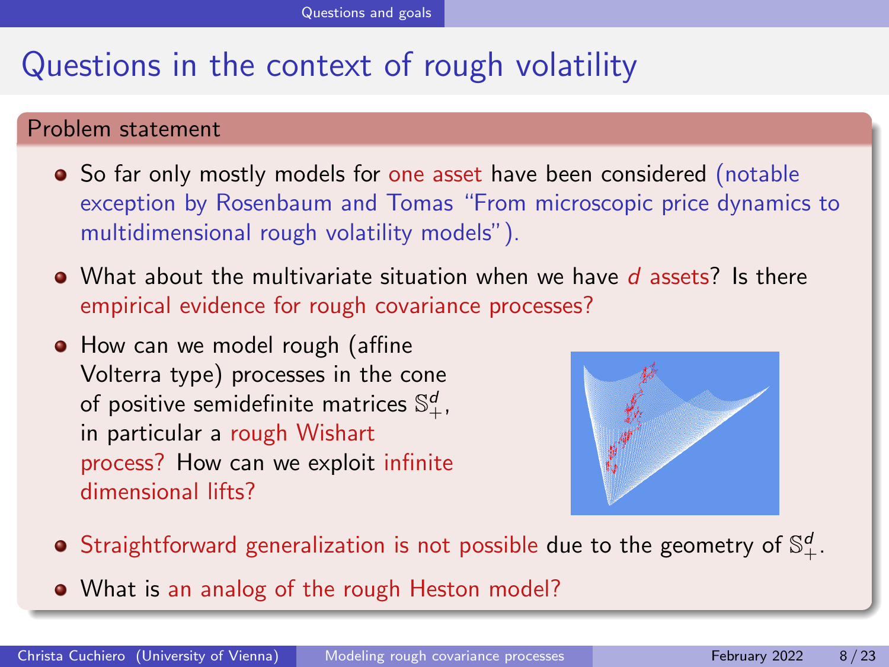# Questions in the context of rough volatility

## Problem statement

- So far only mostly models for one asset have been considered (notable exception by Rosenbaum and Tomas “From microscopic price dynamics to multidimensional rough volatility models”).
- What about the multivariate situation when we have $d$ assets? Is there empirical evidence for rough covariance processes?
- How can we model rough (affine Volterra type) processes in the cone of positive semidefinite matrices $\mathbb{S}_+^d$, in particular a rough Wishart process? How can we exploit infinite dimensional lifts?
- Straightforward generalization is not possible due to the geometry of $\mathbb{S}_+^d$.
- What is an analog of the rough Heston model?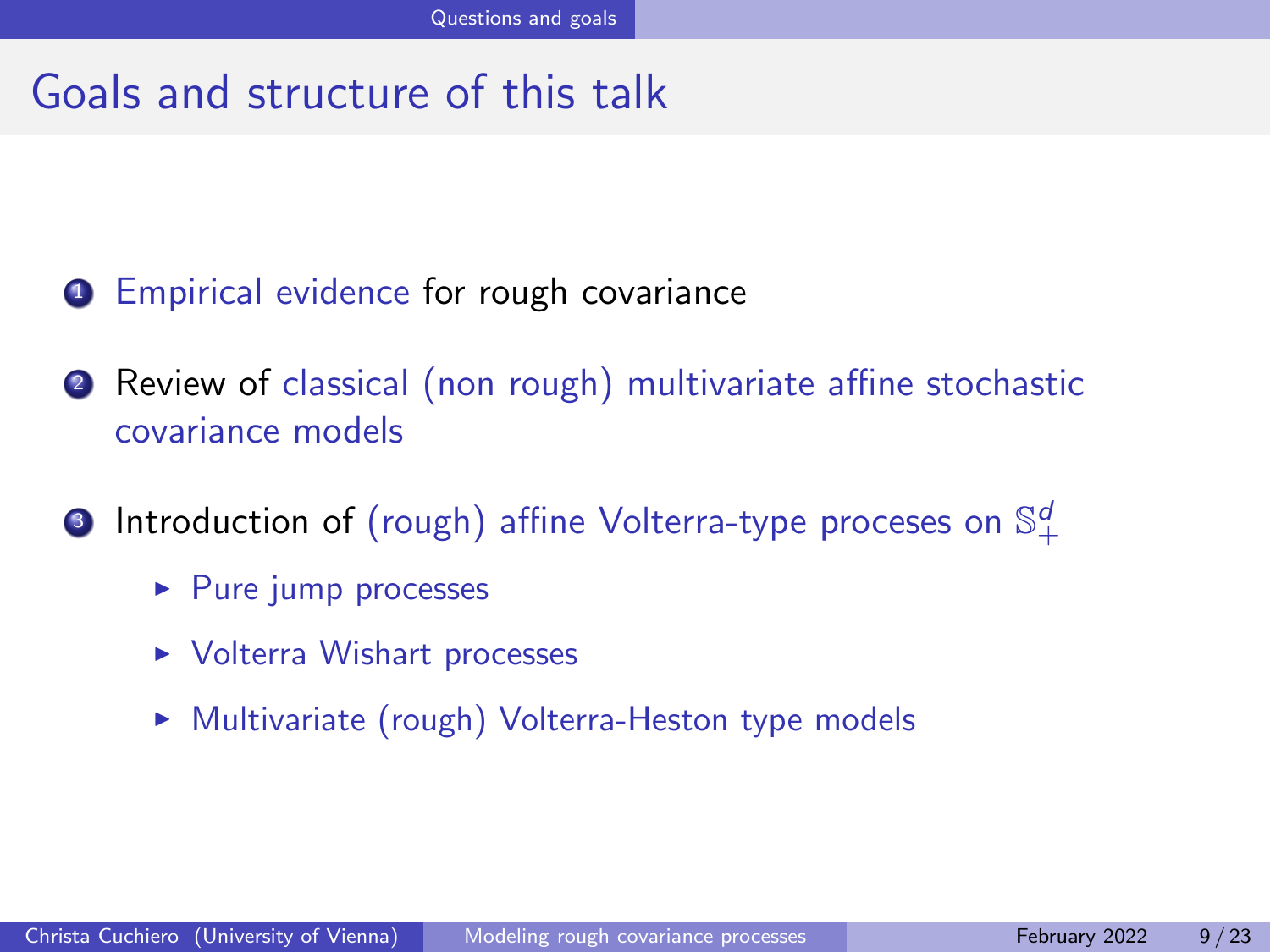# Goals and structure of this talk

1. Empirical evidence for rough covariance
2. Review of classical (non rough) multivariate affine stochastic covariance models
3. Introduction of (rough) affine Volterra-type proceses on $\mathbb{S}_+^d$
   - Pure jump processes
   - Volterra Wishart processes
   - Multivariate (rough) Volterra-Heston type models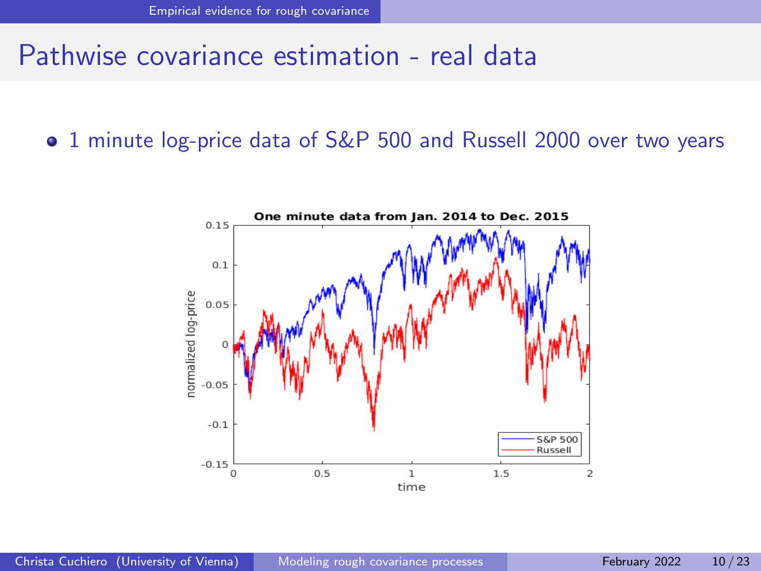# Pathwise covariance estimation - real data

- 1 minute log-price data of S&P 500 and Russell 2000 over two years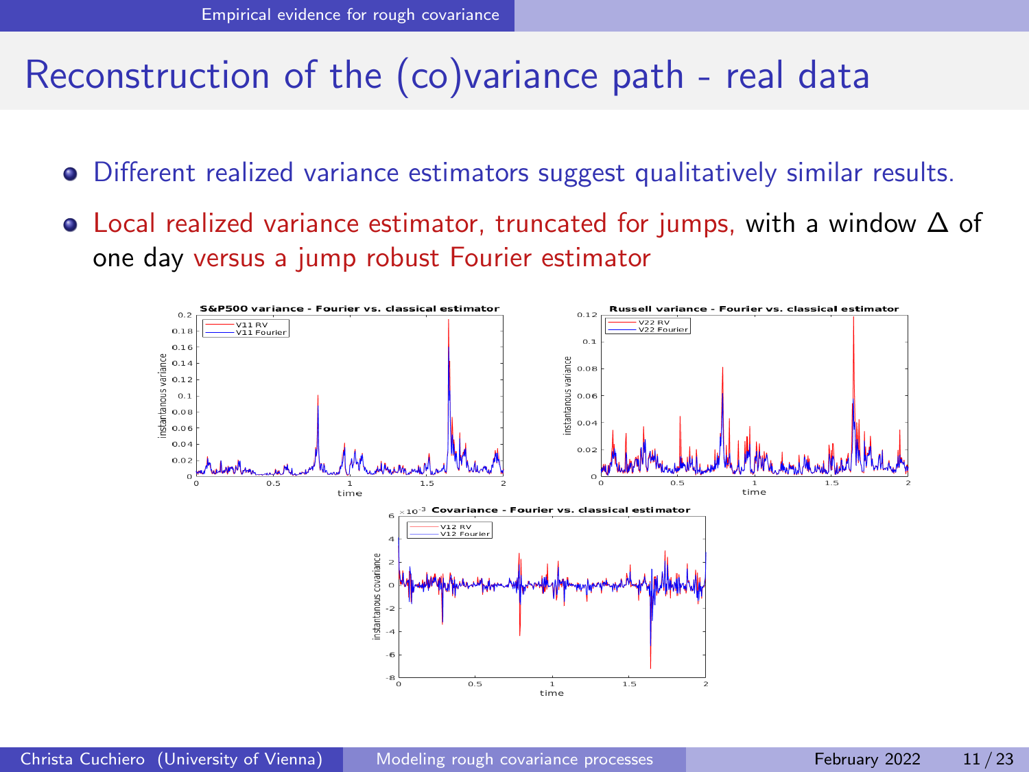# Reconstruction of the (co)variance path - real data

- Different realized variance estimators suggest qualitatively similar results.
- Local realized variance estimator, truncated for jumps, with a window $\Delta$ of one day versus a jump robust Fourier estimator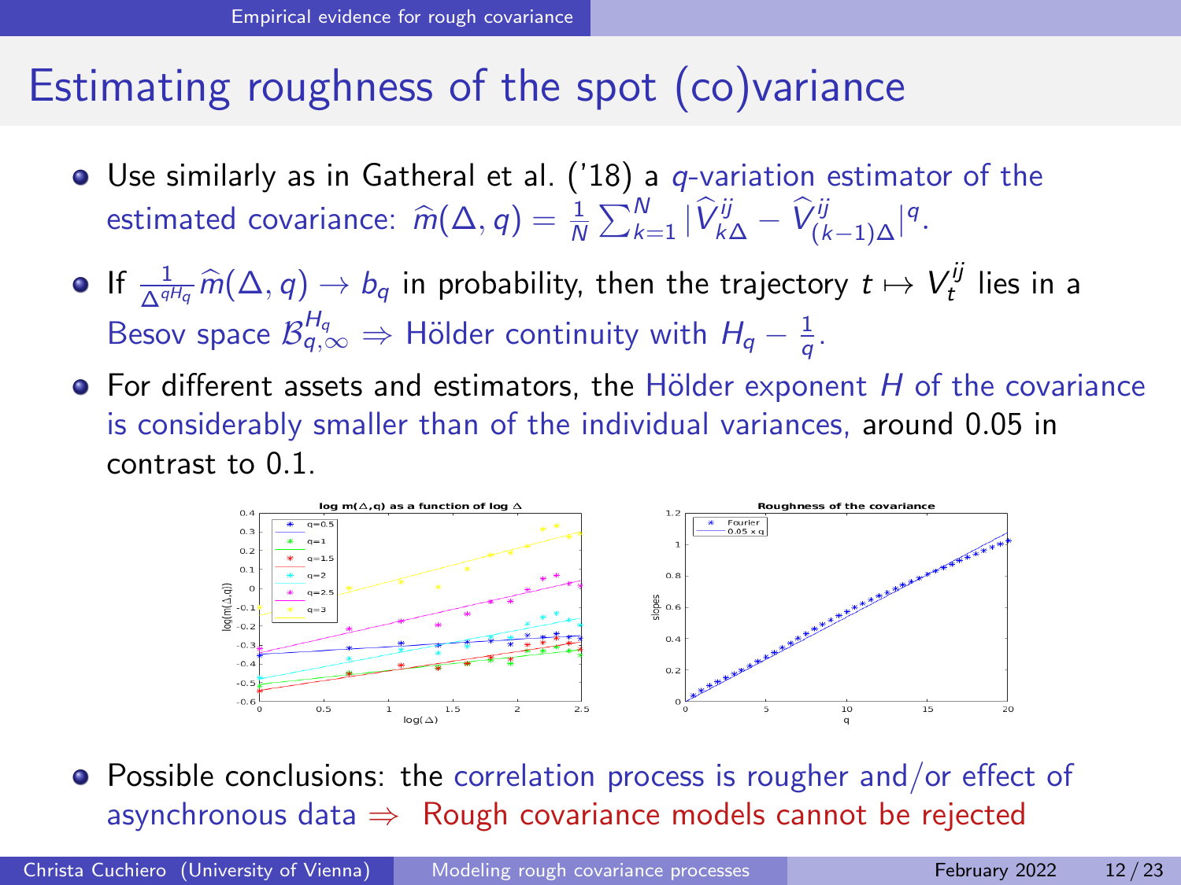# Estimating roughness of the spot (co)variance

- Use similarly as in Gatheral et al. ('18) a $q$-variation estimator of the estimated covariance: $\widehat{m}(\Delta, q) = \frac{1}{N}\sum_{k=1}^{N} |\widehat{V}^{ij}_{k\Delta} - \widehat{V}^{ij}_{(k-1)\Delta}|^q$.
- If $\frac{1}{\Delta^{qH_q}}\widehat{m}(\Delta, q) \to b_q$ in probability, then the trajectory $t \mapsto V^{ij}_t$ lies in a Besov space $\mathcal{B}^{H_q}_{q,\infty} \Rightarrow$ Hölder continuity with $H_q - \frac{1}{q}$.
- For different assets and estimators, the Hölder exponent $H$ of the covariance is considerably smaller than of the individual variances, around 0.05 in contrast to 0.1.

- Possible conclusions: the correlation process is rougher and/or effect of asynchronous data $\Rightarrow$ Rough covariance models cannot be rejected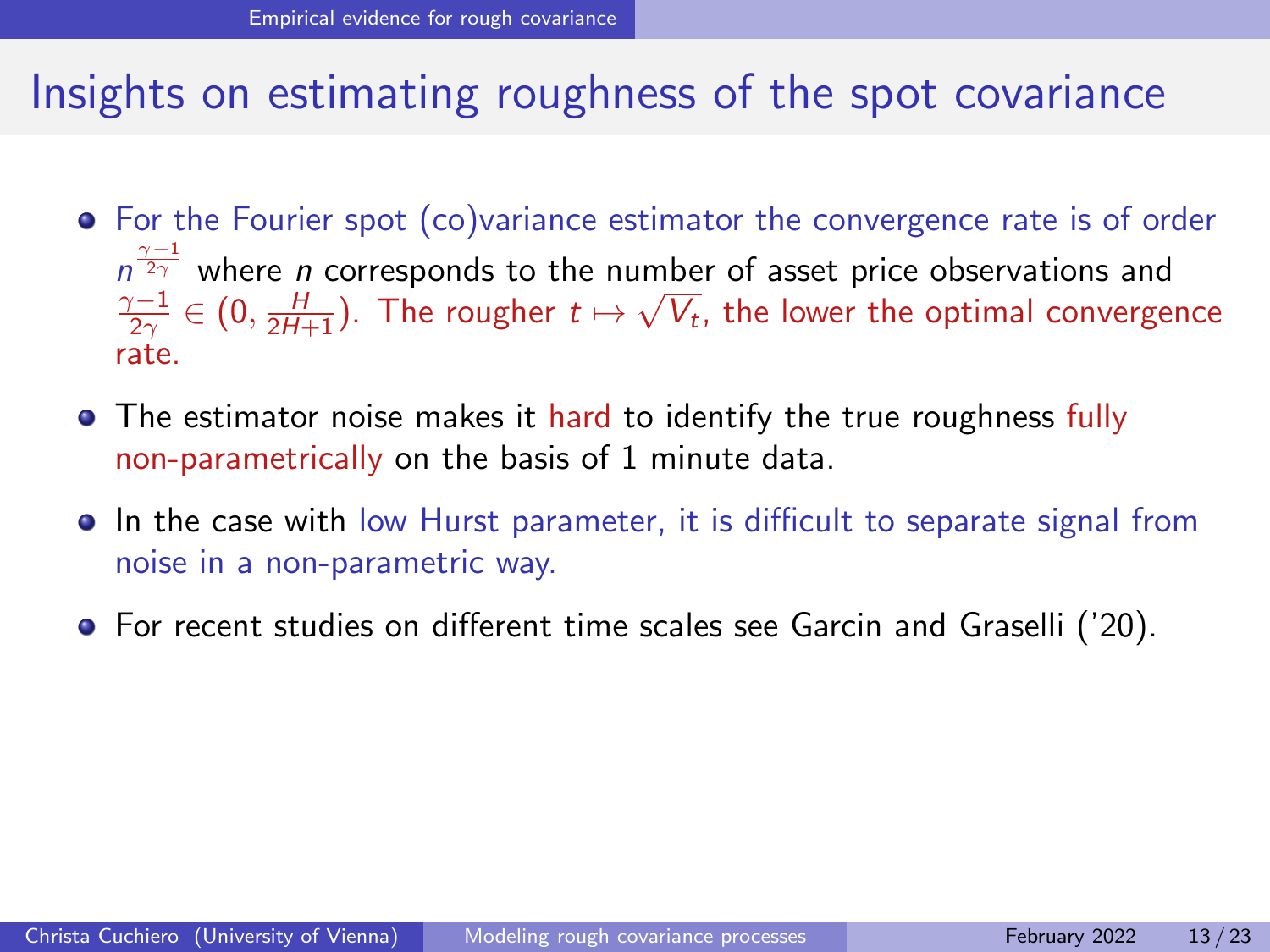# Insights on estimating roughness of the spot covariance

- For the Fourier spot (co)variance estimator the convergence rate is of order $n^{\frac{\gamma-1}{2\gamma}}$ where $n$ corresponds to the number of asset price observations and $\frac{\gamma-1}{2\gamma} \in (0, \frac{H}{2H+1})$. The rougher $t \mapsto \sqrt{V_t}$, the lower the optimal convergence rate.
- The estimator noise makes it hard to identify the true roughness fully non-parametrically on the basis of 1 minute data.
- In the case with low Hurst parameter, it is difficult to separate signal from noise in a non-parametric way.
- For recent studies on different time scales see Garcin and Graselli ('20).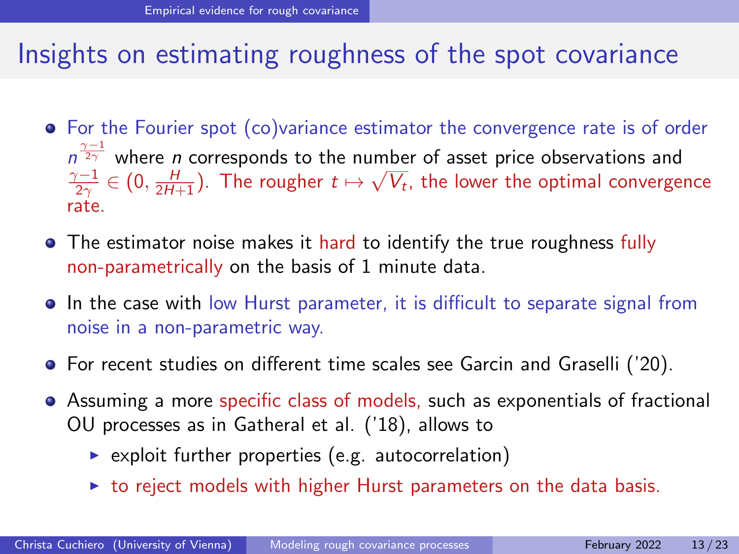# Insights on estimating roughness of the spot covariance

- For the Fourier spot (co)variance estimator the convergence rate is of order $n^{\frac{\gamma-1}{2\gamma}}$ where $n$ corresponds to the number of asset price observations and $\frac{\gamma-1}{2\gamma} \in (0, \frac{H}{2H+1})$. The rougher $t \mapsto \sqrt{V_t}$, the lower the optimal convergence rate.
- The estimator noise makes it hard to identify the true roughness fully non-parametrically on the basis of 1 minute data.
- In the case with low Hurst parameter, it is difficult to separate signal from noise in a non-parametric way.
- For recent studies on different time scales see Garcin and Graselli ('20).
- Assuming a more specific class of models, such as exponentials of fractional OU processes as in Gatheral et al. ('18), allows to
  - exploit further properties (e.g. autocorrelation)
  - to reject models with higher Hurst parameters on the data basis.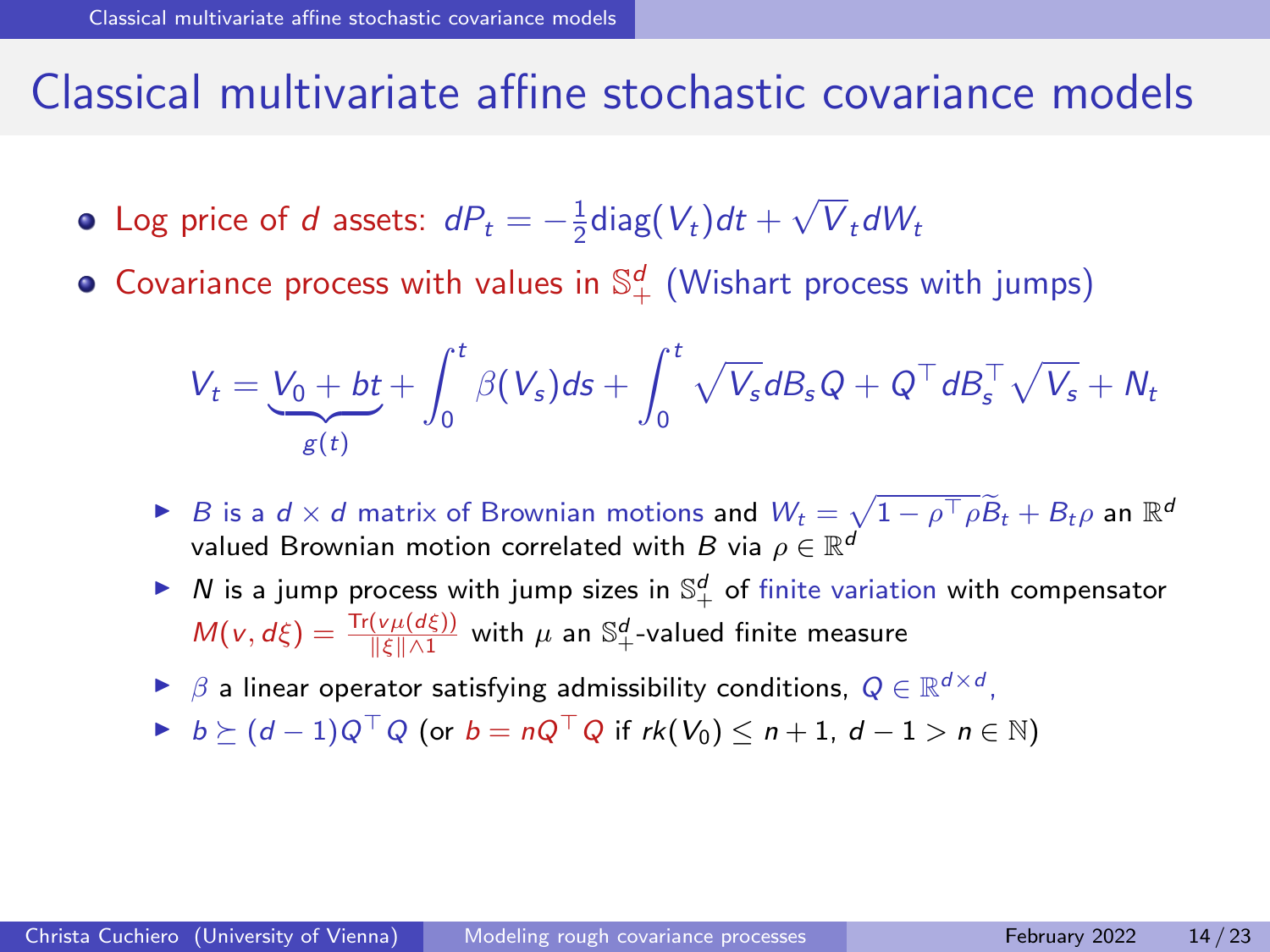# Classical multivariate affine stochastic covariance models

- Log price of $d$ assets: $dP_t = -\frac{1}{2}\text{diag}(V_t)dt + \sqrt{V}_t dW_t$
- Covariance process with values in $\mathbb{S}_+^d$ (Wishart process with jumps)

$$V_t = \underbrace{V_0 + bt}_{g(t)} + \int_0^t \beta(V_s)ds + \int_0^t \sqrt{V_s}dB_s Q + Q^\top dB_s^\top \sqrt{V_s} + N_t$$

  - $B$ is a $d \times d$ matrix of Brownian motions and $W_t = \sqrt{1 - \rho^\top \rho}\widetilde{B}_t + B_t \rho$ an $\mathbb{R}^d$ valued Brownian motion correlated with $B$ via $\rho \in \mathbb{R}^d$
  - $N$ is a jump process with jump sizes in $\mathbb{S}_+^d$ of finite variation with compensator $M(v, d\xi) = \frac{\text{Tr}(v\mu(d\xi))}{\|\xi\| \wedge 1}$ with $\mu$ an $\mathbb{S}_+^d$-valued finite measure
  - $\beta$ a linear operator satisfying admissibility conditions, $Q \in \mathbb{R}^{d \times d}$,
  - $b \succeq (d-1)Q^\top Q$ (or $b = nQ^\top Q$ if $rk(V_0) \leq n+1$, $d - 1 > n \in \mathbb{N}$)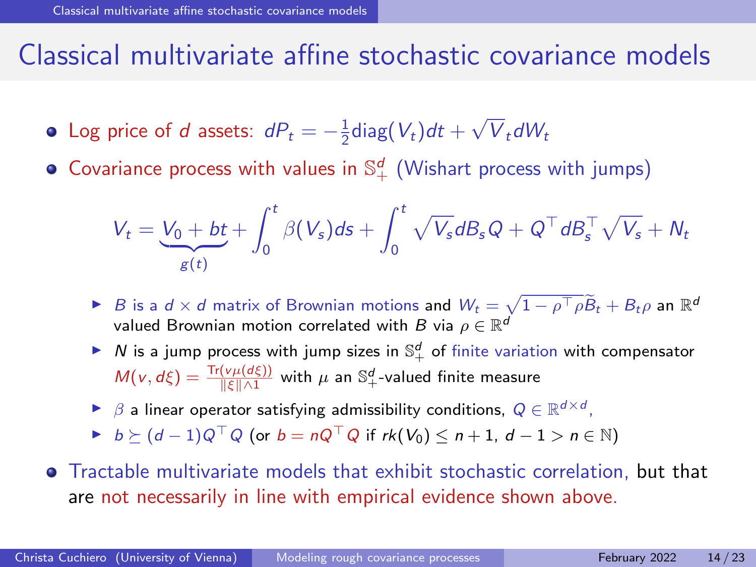# Classical multivariate affine stochastic covariance models

- Log price of $d$ assets: $dP_t = -\frac{1}{2}\text{diag}(V_t)dt + \sqrt{V}_t dW_t$
- Covariance process with values in $\mathbb{S}_+^d$ (Wishart process with jumps)

$$V_t = \underbrace{V_0 + bt}_{g(t)} + \int_0^t \beta(V_s)ds + \int_0^t \sqrt{V_s}dB_sQ + Q^\top dB_s^\top \sqrt{V_s} + N_t$$

  - $B$ is a $d \times d$ matrix of Brownian motions and $W_t = \sqrt{1 - \rho^\top \rho}\widetilde{B}_t + B_t\rho$ an $\mathbb{R}^d$ valued Brownian motion correlated with $B$ via $\rho \in \mathbb{R}^d$
  - $N$ is a jump process with jump sizes in $\mathbb{S}_+^d$ of finite variation with compensator $M(v, d\xi) = \frac{\text{Tr}(v\mu(d\xi))}{\|\xi\| \wedge 1}$ with $\mu$ an $\mathbb{S}_+^d$-valued finite measure
  - $\beta$ a linear operator satisfying admissibility conditions, $Q \in \mathbb{R}^{d \times d}$,
  - $b \succeq (d-1)Q^\top Q$ (or $b = nQ^\top Q$ if $rk(V_0) \leq n+1$, $d - 1 > n \in \mathbb{N}$)

- Tractable multivariate models that exhibit stochastic correlation, but that are not necessarily in line with empirical evidence shown above.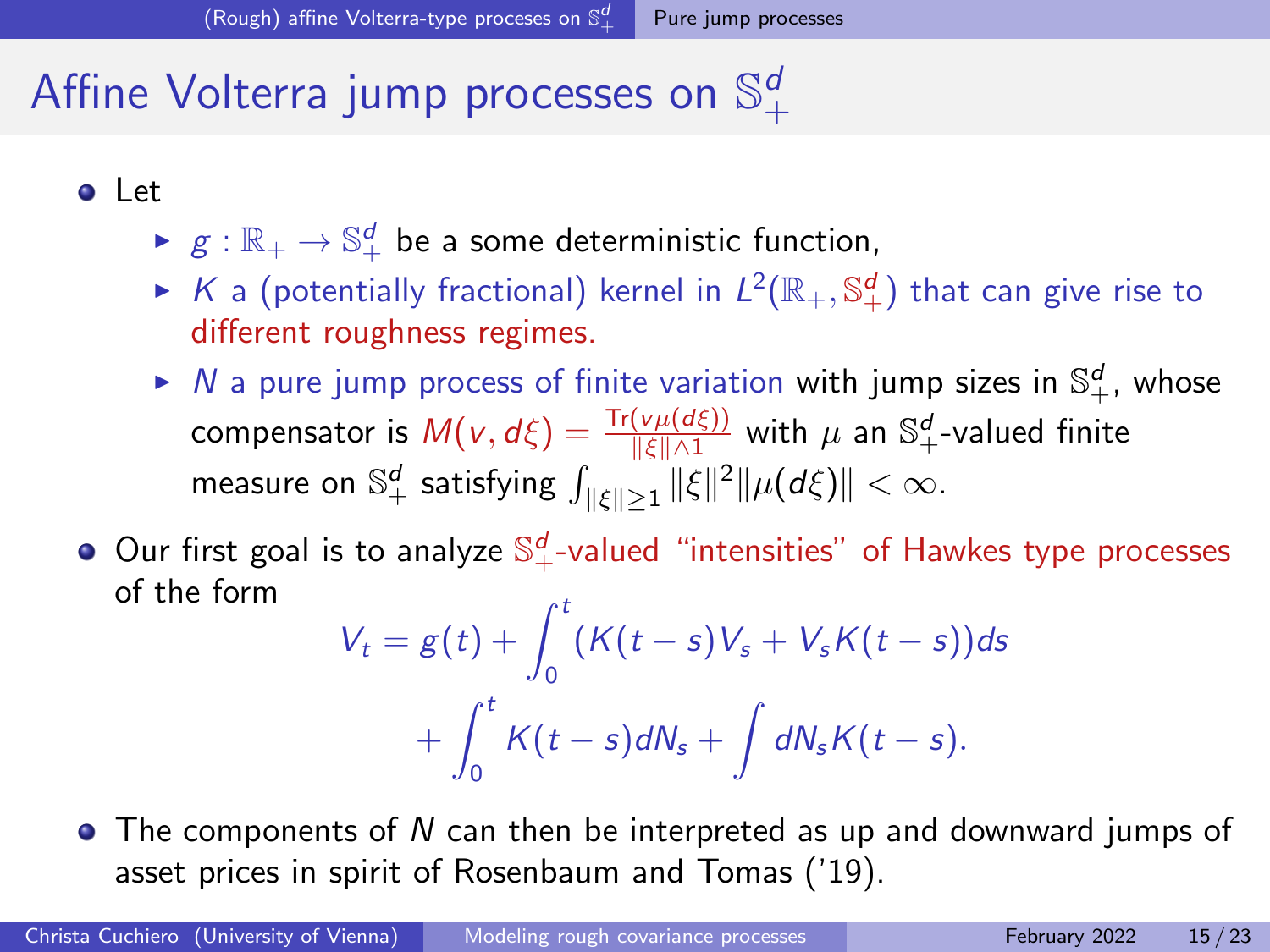# Affine Volterra jump processes on $\mathbb{S}_+^d$

- Let
  - $g : \mathbb{R}_+ \to \mathbb{S}_+^d$ be a some deterministic function,
  - $K$ a (potentially fractional) kernel in $L^2(\mathbb{R}_+, \mathbb{S}_+^d)$ that can give rise to different roughness regimes.
  - $N$ a pure jump process of finite variation with jump sizes in $\mathbb{S}_+^d$, whose compensator is $M(v, d\xi) = \frac{\text{Tr}(v\mu(d\xi))}{\|\xi\| \wedge 1}$ with $\mu$ an $\mathbb{S}_+^d$-valued finite measure on $\mathbb{S}_+^d$ satisfying $\int_{\|\xi\| \geq 1} \|\xi\|^2 \|\mu(d\xi)\| < \infty$.
- Our first goal is to analyze $\mathbb{S}_+^d$-valued "intensities" of Hawkes type processes of the form

$$
\begin{aligned}
V_t = g(t) &+ \int_0^t (K(t-s)V_s + V_s K(t-s))ds \\
&+ \int_0^t K(t-s)dN_s + \int dN_s K(t-s).
\end{aligned}
$$

- The components of $N$ can then be interpreted as up and downward jumps of asset prices in spirit of Rosenbaum and Tomas ('19).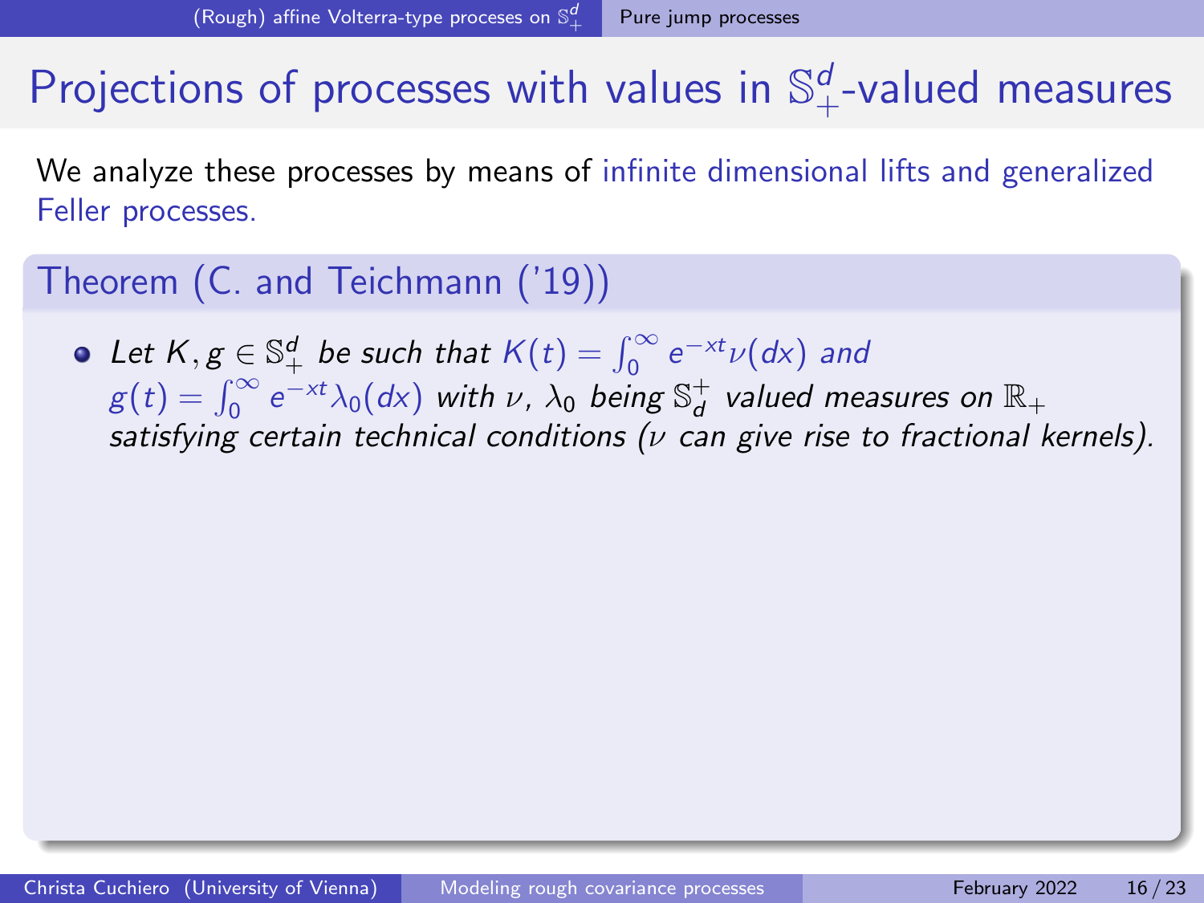# Projections of processes with values in $\mathbb{S}_+^d$-valued measures

We analyze these processes by means of infinite dimensional lifts and generalized Feller processes.

## Theorem (C. and Teichmann ('19))

- *Let $K, g \in \mathbb{S}_+^d$ be such that $K(t) = \int_0^\infty e^{-xt}\nu(dx)$ and $g(t) = \int_0^\infty e^{-xt}\lambda_0(dx)$ with $\nu$, $\lambda_0$ being $\mathbb{S}_d^+$ valued measures on $\mathbb{R}_+$ satisfying certain technical conditions ($\nu$ can give rise to fractional kernels).*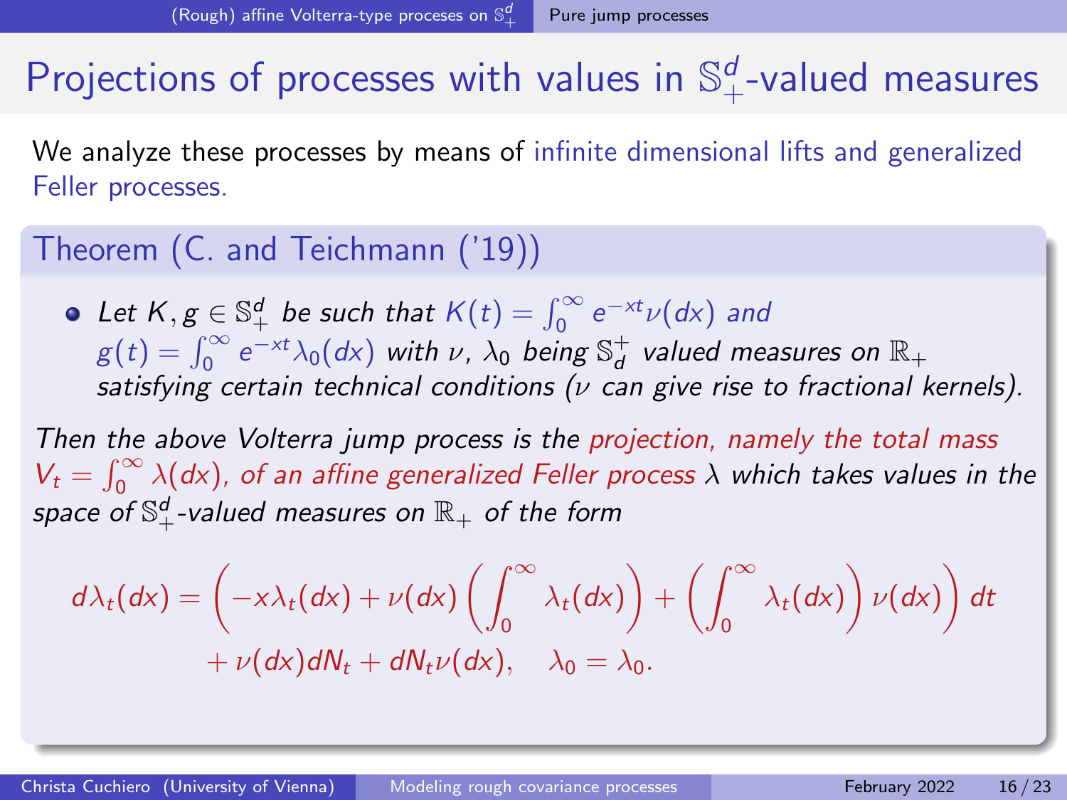# Projections of processes with values in $\mathbb{S}_+^d$-valued measures

We analyze these processes by means of infinite dimensional lifts and generalized Feller processes.

## Theorem (C. and Teichmann ('19))

- *Let $K, g \in \mathbb{S}_+^d$ be such that $K(t) = \int_0^\infty e^{-xt}\nu(dx)$ and $g(t) = \int_0^\infty e^{-xt}\lambda_0(dx)$ with $\nu$, $\lambda_0$ being $\mathbb{S}_d^+$ valued measures on $\mathbb{R}_+$ satisfying certain technical conditions ($\nu$ can give rise to fractional kernels).*

*Then the above Volterra jump process is the projection, namely the total mass $V_t = \int_0^\infty \lambda(dx)$, of an affine generalized Feller process $\lambda$ which takes values in the space of $\mathbb{S}_+^d$-valued measures on $\mathbb{R}_+$ of the form*

$$d\lambda_t(dx) = \left(-x\lambda_t(dx) + \nu(dx)\left(\int_0^\infty \lambda_t(dx)\right) + \left(\int_0^\infty \lambda_t(dx)\right)\nu(dx)\right)dt$$
$$+ \nu(dx)dN_t + dN_t\nu(dx), \quad \lambda_0 = \lambda_0.$$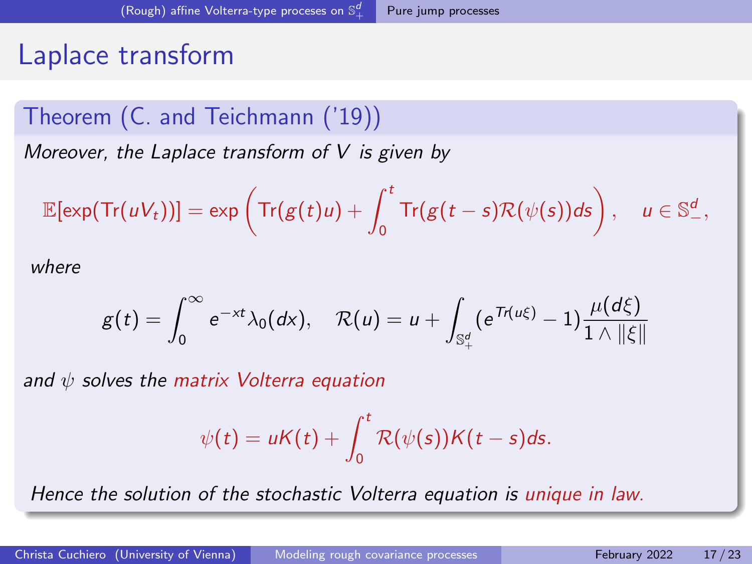# Laplace transform

## Theorem (C. and Teichmann ('19))

*Moreover, the Laplace transform of $V$ is given by*

$$\mathbb{E}[\exp(\mathrm{Tr}(uV_t))] = \exp\left(\mathrm{Tr}(g(t)u) + \int_0^t \mathrm{Tr}(g(t-s)\mathcal{R}(\psi(s))ds\right), \quad u \in \mathbb{S}_-^d,$$

*where*

$$g(t) = \int_0^\infty e^{-xt}\lambda_0(dx), \quad \mathcal{R}(u) = u + \int_{\mathbb{S}_+^d} (e^{Tr(u\xi)} - 1)\frac{\mu(d\xi)}{1 \wedge \|\xi\|}$$

*and $\psi$ solves the matrix Volterra equation*

$$\psi(t) = uK(t) + \int_0^t \mathcal{R}(\psi(s))K(t-s)ds.$$

*Hence the solution of the stochastic Volterra equation is unique in law.*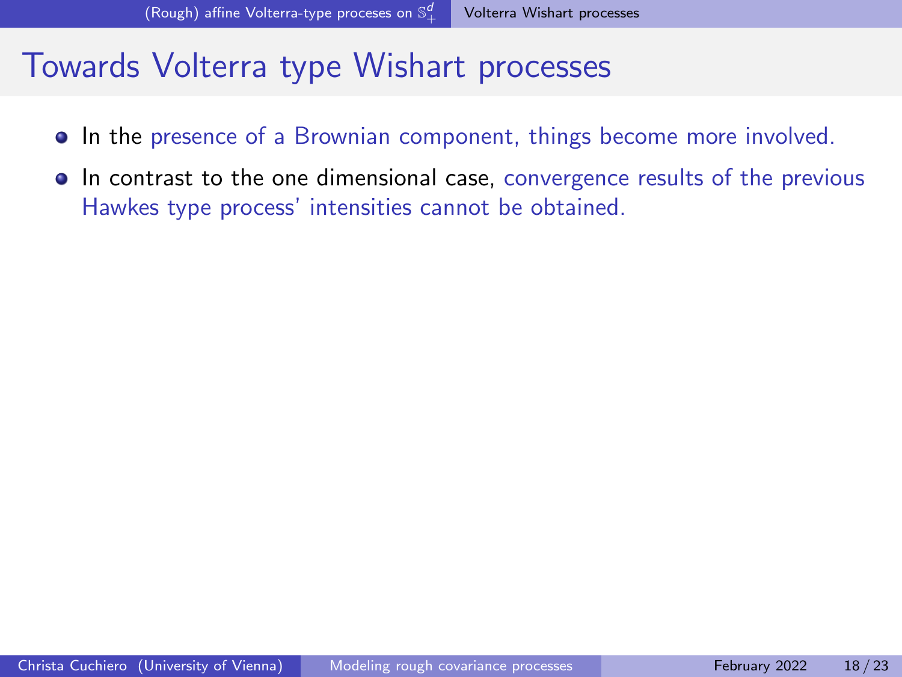# Towards Volterra type Wishart processes

- In the presence of a Brownian component, things become more involved.
- In contrast to the one dimensional case, convergence results of the previous Hawkes type process' intensities cannot be obtained.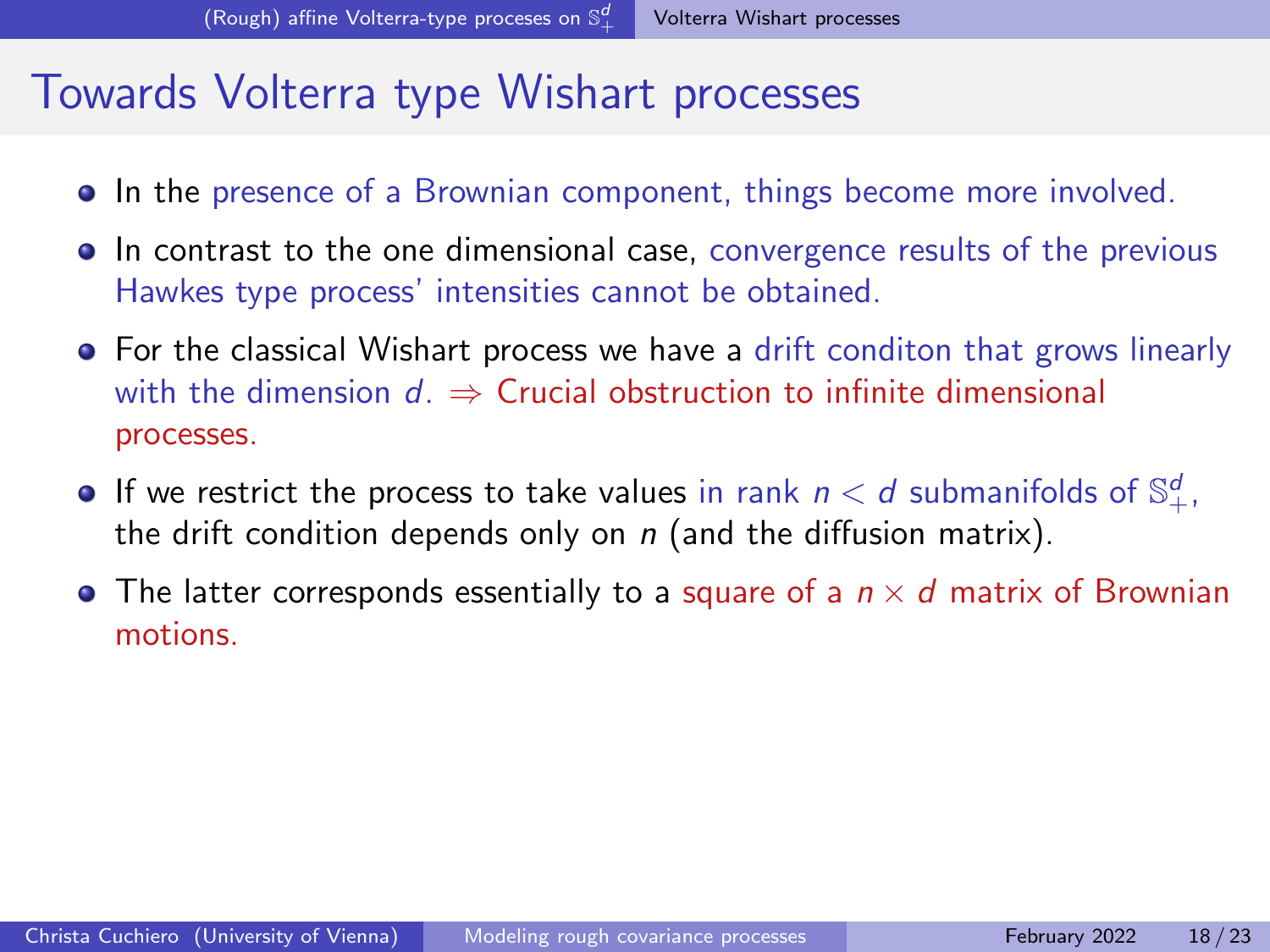# Towards Volterra type Wishart processes

- In the presence of a Brownian component, things become more involved.
- In contrast to the one dimensional case, convergence results of the previous Hawkes type process' intensities cannot be obtained.
- For the classical Wishart process we have a drift conditon that grows linearly with the dimension $d$. $\Rightarrow$ Crucial obstruction to infinite dimensional processes.
- If we restrict the process to take values in rank $n < d$ submanifolds of $\mathbb{S}_+^d$, the drift condition depends only on $n$ (and the diffusion matrix).
- The latter corresponds essentially to a square of a $n \times d$ matrix of Brownian motions.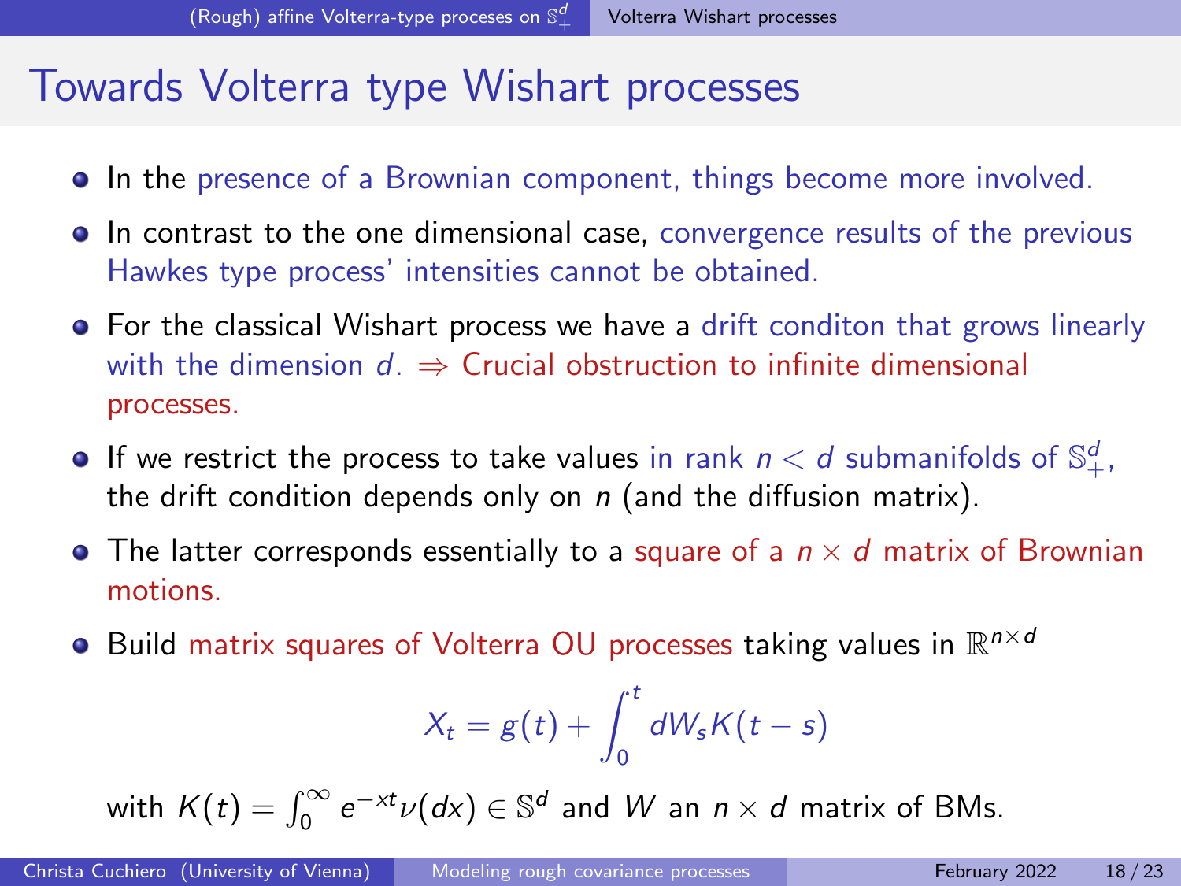# Towards Volterra type Wishart processes

- In the presence of a Brownian component, things become more involved.
- In contrast to the one dimensional case, convergence results of the previous Hawkes type process' intensities cannot be obtained.
- For the classical Wishart process we have a drift conditon that grows linearly with the dimension $d$. $\Rightarrow$ Crucial obstruction to infinite dimensional processes.
- If we restrict the process to take values in rank $n < d$ submanifolds of $\mathbb{S}_+^d$, the drift condition depends only on $n$ (and the diffusion matrix).
- The latter corresponds essentially to a square of a $n \times d$ matrix of Brownian motions.
- Build matrix squares of Volterra OU processes taking values in $\mathbb{R}^{n\times d}$

$$X_t = g(t) + \int_0^t dW_s K(t-s)$$

with $K(t) = \int_0^\infty e^{-xt}\nu(dx) \in \mathbb{S}^d$ and $W$ an $n \times d$ matrix of BMs.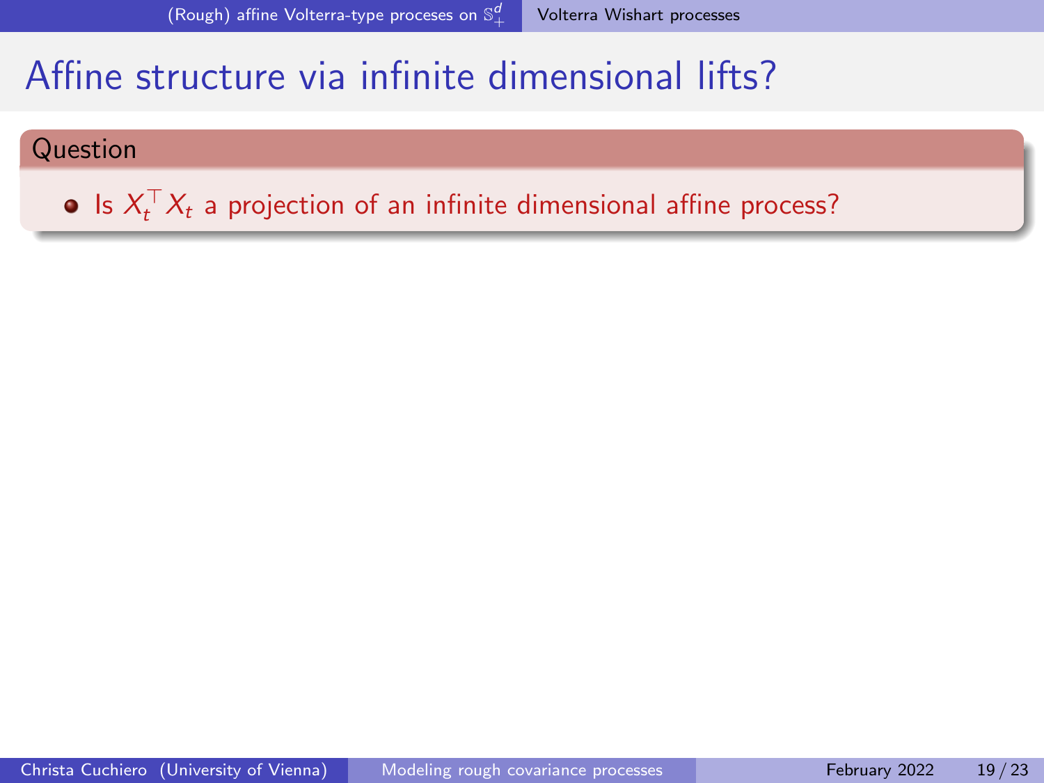# Affine structure via infinite dimensional lifts?

**Question**

- Is $X_t^\top X_t$ a projection of an infinite dimensional affine process?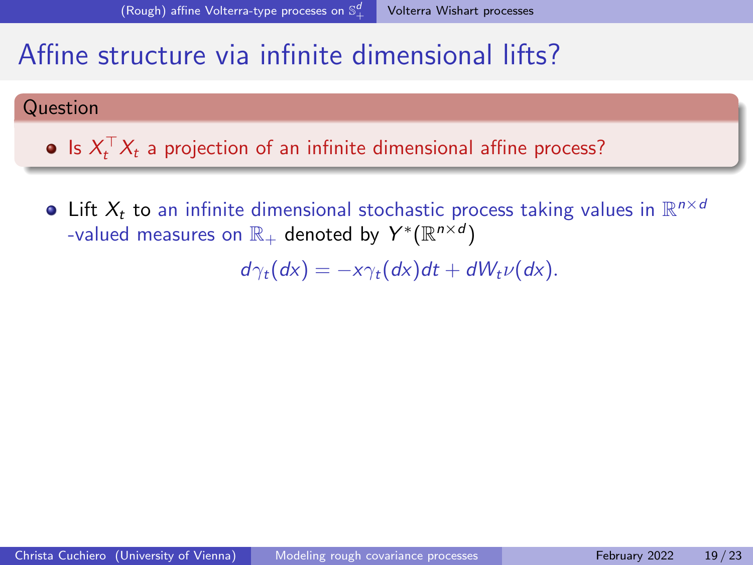# Affine structure via infinite dimensional lifts?

**Question**

- Is $X_t^\top X_t$ a projection of an infinite dimensional affine process?

- Lift $X_t$ to an infinite dimensional stochastic process taking values in $\mathbb{R}^{n\times d}$ -valued measures on $\mathbb{R}_+$ denoted by $Y^*(\mathbb{R}^{n\times d})$

$$d\gamma_t(dx) = -x\gamma_t(dx)dt + dW_t\nu(dx).$$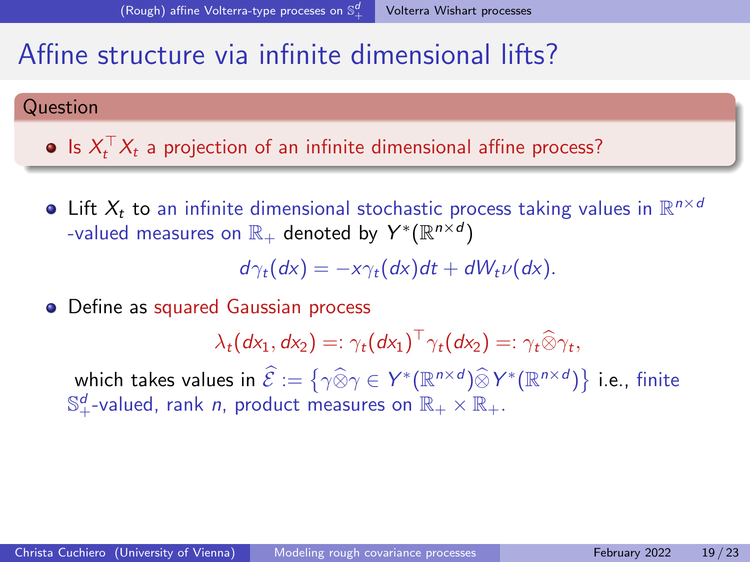# Affine structure via infinite dimensional lifts?

**Question**

- Is $X_t^\top X_t$ a projection of an infinite dimensional affine process?

- Lift $X_t$ to an infinite dimensional stochastic process taking values in $\mathbb{R}^{n\times d}$ -valued measures on $\mathbb{R}_+$ denoted by $Y^*(\mathbb{R}^{n\times d})$

$$d\gamma_t(dx) = -x\gamma_t(dx)dt + dW_t\nu(dx).$$

- Define as squared Gaussian process

$$\lambda_t(dx_1, dx_2) =: \gamma_t(dx_1)^\top \gamma_t(dx_2) =: \gamma_t \widehat{\otimes} \gamma_t,$$

which takes values in $\widehat{\mathcal{E}} := \left\{ \gamma \widehat{\otimes} \gamma \in Y^*(\mathbb{R}^{n\times d}) \widehat{\otimes} Y^*(\mathbb{R}^{n\times d}) \right\}$ i.e., finite $\mathbb{S}_+^d$-valued, rank $n$, product measures on $\mathbb{R}_+ \times \mathbb{R}_+$.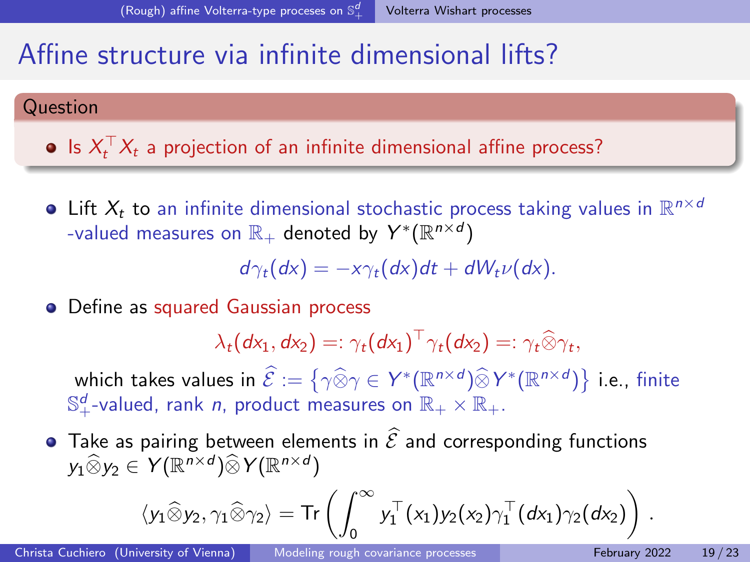# Affine structure via infinite dimensional lifts?

**Question**

- Is $X_t^\top X_t$ a projection of an infinite dimensional affine process?

- Lift $X_t$ to an infinite dimensional stochastic process taking values in $\mathbb{R}^{n\times d}$ -valued measures on $\mathbb{R}_+$ denoted by $Y^*(\mathbb{R}^{n\times d})$

$$d\gamma_t(dx) = -x\gamma_t(dx)dt + dW_t\nu(dx).$$

- Define as squared Gaussian process

$$\lambda_t(dx_1, dx_2) =: \gamma_t(dx_1)^\top \gamma_t(dx_2) =: \gamma_t \widehat{\otimes} \gamma_t,$$

which takes values in $\widehat{\mathcal{E}} := \left\{ \gamma \widehat{\otimes} \gamma \in Y^*(\mathbb{R}^{n\times d}) \widehat{\otimes} Y^*(\mathbb{R}^{n\times d}) \right\}$ i.e., finite $\mathbb{S}_+^d$-valued, rank $n$, product measures on $\mathbb{R}_+ \times \mathbb{R}_+$.

- Take as pairing between elements in $\widehat{\mathcal{E}}$ and corresponding functions $y_1 \widehat{\otimes} y_2 \in Y(\mathbb{R}^{n\times d}) \widehat{\otimes} Y(\mathbb{R}^{n\times d})$

$$\langle y_1 \widehat{\otimes} y_2, \gamma_1 \widehat{\otimes} \gamma_2 \rangle = \mathrm{Tr}\left( \int_0^\infty y_1^\top(x_1) y_2(x_2) \gamma_1^\top(dx_1)\gamma_2(dx_2) \right).$$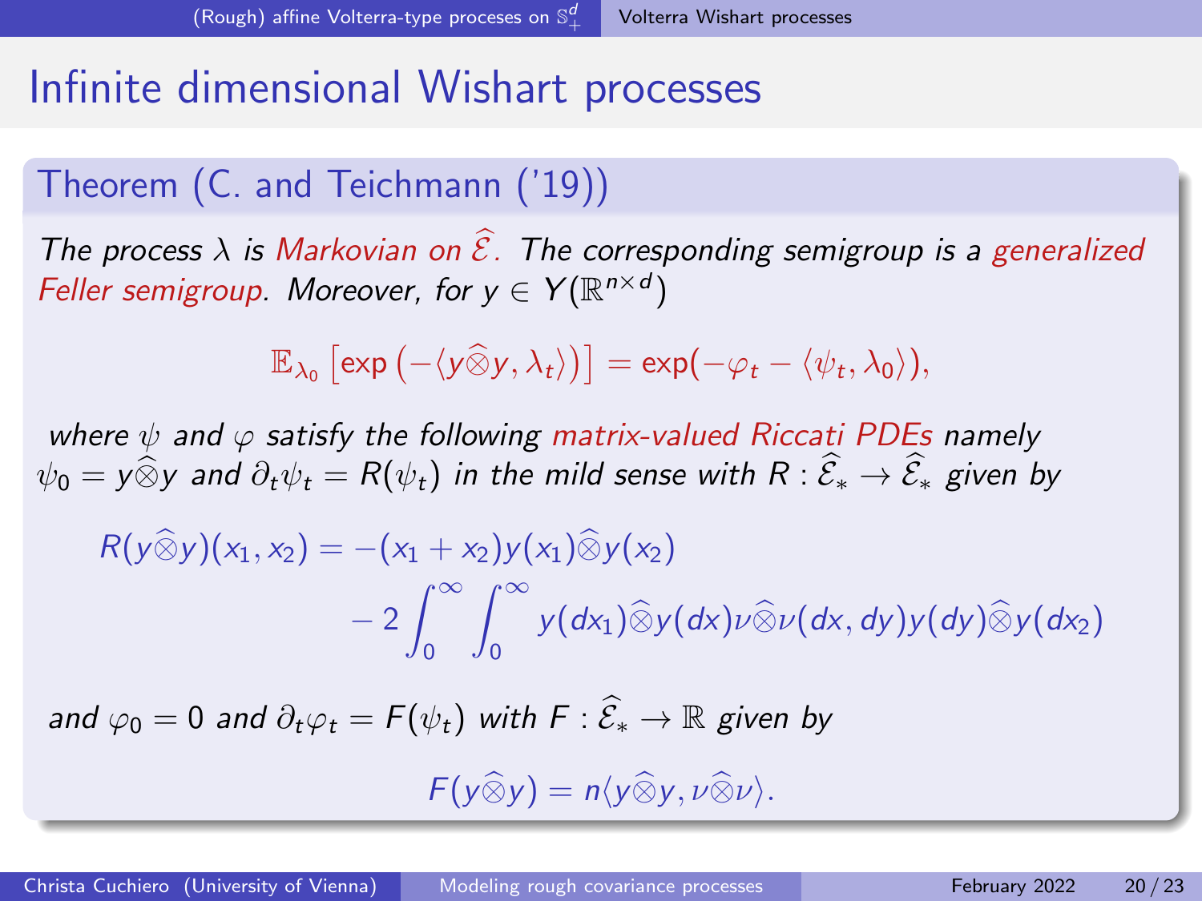# Infinite dimensional Wishart processes

## Theorem (C. and Teichmann ('19))

*The process $\lambda$ is Markovian on $\widehat{\mathcal{E}}$. The corresponding semigroup is a generalized Feller semigroup. Moreover, for $y \in Y(\mathbb{R}^{n\times d})$*

$$\mathbb{E}_{\lambda_0}\left[\exp\left(-\langle y \widehat{\otimes} y, \lambda_t\rangle\right)\right] = \exp(-\varphi_t - \langle \psi_t, \lambda_0\rangle),$$

*where $\psi$ and $\varphi$ satisfy the following matrix-valued Riccati PDEs namely $\psi_0 = y\widehat{\otimes} y$ and $\partial_t \psi_t = R(\psi_t)$ in the mild sense with $R : \widehat{\mathcal{E}}_* \to \widehat{\mathcal{E}}_*$ given by*

$$\begin{aligned}
R(y\widehat{\otimes} y)(x_1, x_2) = &-(x_1 + x_2) y(x_1) \widehat{\otimes} y(x_2) \\
&- 2\int_0^\infty \int_0^\infty y(dx_1)\widehat{\otimes} y(dx) \nu \widehat{\otimes} \nu(dx, dy) y(dy) \widehat{\otimes} y(dx_2)
\end{aligned}$$

*and $\varphi_0 = 0$ and $\partial_t \varphi_t = F(\psi_t)$ with $F : \widehat{\mathcal{E}}_* \to \mathbb{R}$ given by*

$$F(y\widehat{\otimes} y) = n\langle y \widehat{\otimes} y, \nu\widehat{\otimes}\nu\rangle.$$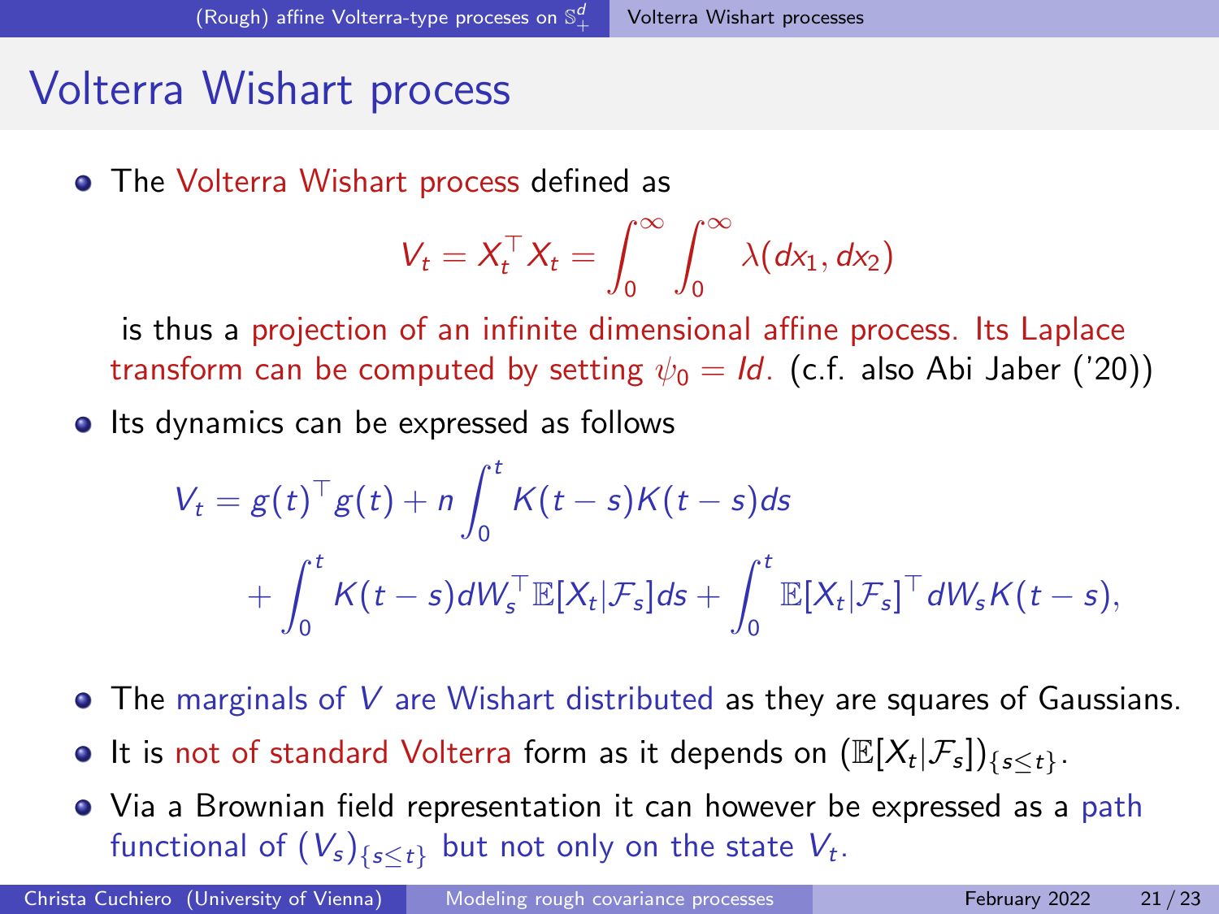# Volterra Wishart process

- The Volterra Wishart process defined as

$$V_t = X_t^\top X_t = \int_0^\infty \int_0^\infty \lambda(dx_1, dx_2)$$

  is thus a projection of an infinite dimensional affine process. Its Laplace transform can be computed by setting $\psi_0 = Id$. (c.f. also Abi Jaber ('20))

- Its dynamics can be expressed as follows

$$\begin{aligned} V_t &= g(t)^\top g(t) + n \int_0^t K(t-s)K(t-s)ds \\ &\quad + \int_0^t K(t-s)dW_s^\top \mathbb{E}[X_t|\mathcal{F}_s]ds + \int_0^t \mathbb{E}[X_t|\mathcal{F}_s]^\top dW_s K(t-s), \end{aligned}$$

- The marginals of $V$ are Wishart distributed as they are squares of Gaussians.
- It is not of standard Volterra form as it depends on $(\mathbb{E}[X_t|\mathcal{F}_s])_{\{s \leq t\}}$.
- Via a Brownian field representation it can however be expressed as a path functional of $(V_s)_{\{s \leq t\}}$ but not only on the state $V_t$.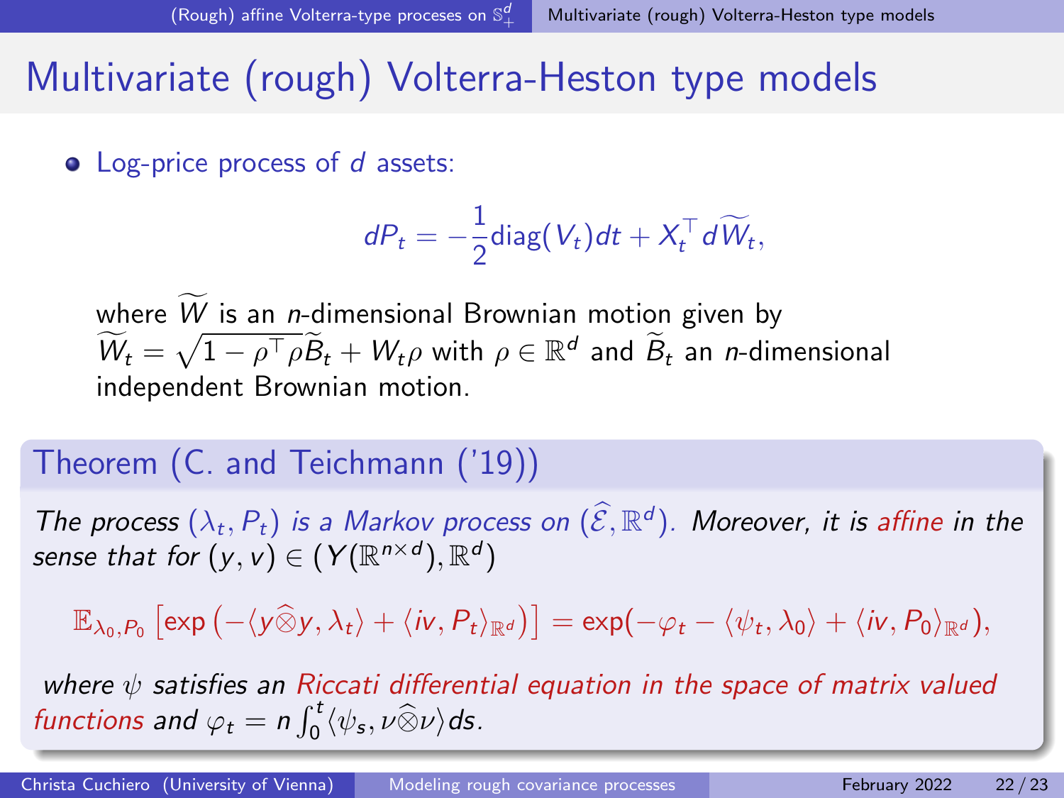# Multivariate (rough) Volterra-Heston type models

- Log-price process of $d$ assets:

$$dP_t = -\frac{1}{2}\text{diag}(V_t)dt + X_t^\top d\widetilde{W}_t,$$

where $\widetilde{W}$ is an $n$-dimensional Brownian motion given by $\widetilde{W}_t = \sqrt{1-\rho^\top \rho}\widetilde{B}_t + W_t\rho$ with $\rho \in \mathbb{R}^d$ and $\widetilde{B}_t$ an $n$-dimensional independent Brownian motion.

### Theorem (C. and Teichmann ('19))

*The process $(\lambda_t, P_t)$ is a Markov process on $(\widehat{\mathcal{E}}, \mathbb{R}^d)$. Moreover, it is affine in the sense that for $(y, v) \in (Y(\mathbb{R}^{n\times d}), \mathbb{R}^d)$*

$$\mathbb{E}_{\lambda_0, P_0}\left[\exp\left(-\langle y \widehat{\otimes} y, \lambda_t\rangle + \langle iv, P_t\rangle_{\mathbb{R}^d}\right)\right] = \exp(-\varphi_t - \langle \psi_t, \lambda_0\rangle + \langle iv, P_0\rangle_{\mathbb{R}^d}),$$

*where $\psi$ satisfies an Riccati differential equation in the space of matrix valued functions and $\varphi_t = n\int_0^t \langle \psi_s, \nu \widehat{\otimes} \nu\rangle ds$.*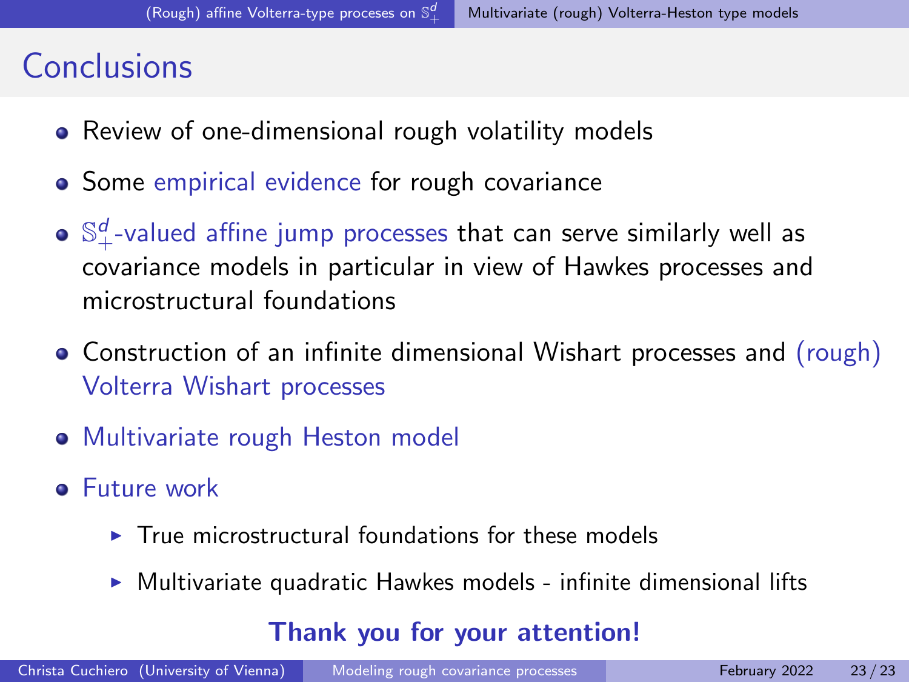# Conclusions

- Review of one-dimensional rough volatility models
- Some empirical evidence for rough covariance
- $\mathbb{S}_+^d$-valued affine jump processes that can serve similarly well as covariance models in particular in view of Hawkes processes and microstructural foundations
- Construction of an infinite dimensional Wishart processes and (rough) Volterra Wishart processes
- Multivariate rough Heston model
- Future work
  - True microstructural foundations for these models
  - Multivariate quadratic Hawkes models - infinite dimensional lifts

**Thank you for your attention!**